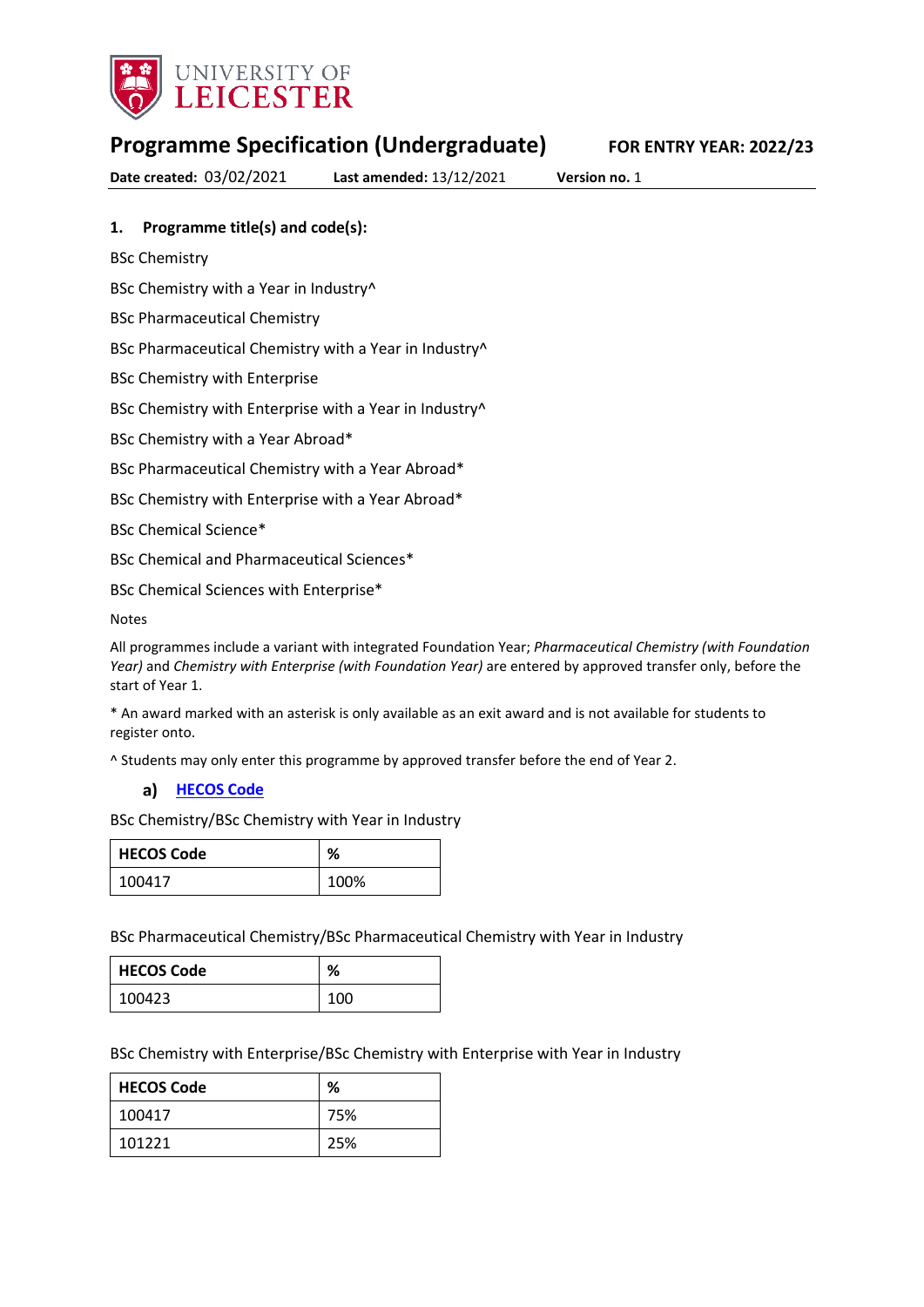UNIVERSITY OF LEICESTER

# Programme Specification (Undergraduate)

**FOR ENTRY YEAR: 2022/23**

**Date created:** 03/02/2021 **Last amended:** 13/12/2021 **Version no.** 1

## 1. Programme title(s) and code(s):

BSc Chemistry

BSc Chemistry with a Year in Industry^

BSc Pharmaceutical Chemistry

BSc Pharmaceutical Chemistry with a Year in Industry^

BSc Chemistry with Enterprise

BSc Chemistry with Enterprise with a Year in Industry^

BSc Chemistry with a Year Abroad*

BSc Pharmaceutical Chemistry with a Year Abroad*

BSc Chemistry with Enterprise with a Year Abroad*

BSc Chemical Science*

BSc Chemical and Pharmaceutical Sciences*

BSc Chemical Sciences with Enterprise*

Notes

All programmes include a variant with integrated Foundation Year; *Pharmaceutical Chemistry (with Foundation Year)* and *Chemistry with Enterprise (with Foundation Year)* are entered by approved transfer only, before the start of Year 1.

* An award marked with an asterisk is only available as an exit award and is not available for students to register onto.

^ Students may only enter this programme by approved transfer before the end of Year 2.

### a) HECOS Code

BSc Chemistry/BSc Chemistry with Year in Industry

| HECOS Code | % |
| --- | --- |
| 100417 | 100% |

BSc Pharmaceutical Chemistry/BSc Pharmaceutical Chemistry with Year in Industry

| HECOS Code | % |
| --- | --- |
| 100423 | 100 |

BSc Chemistry with Enterprise/BSc Chemistry with Enterprise with Year in Industry

| HECOS Code | % |
| --- | --- |
| 100417 | 75% |
| 101221 | 25% |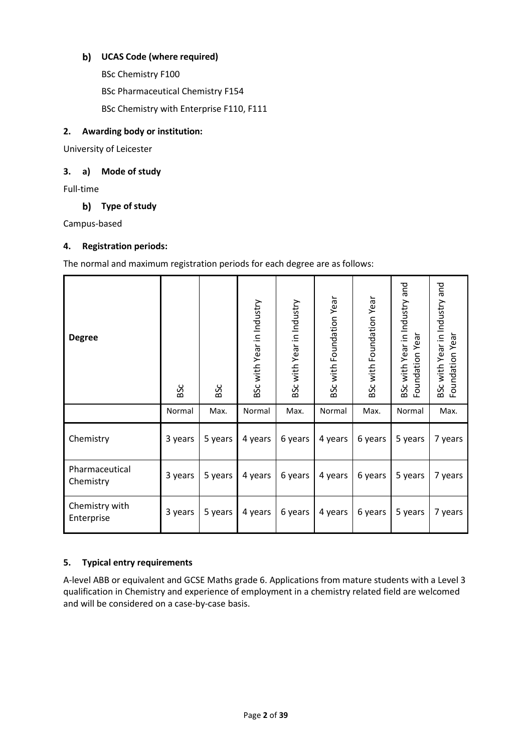### b) UCAS Code (where required)

BSc Chemistry F100

BSc Pharmaceutical Chemistry F154

BSc Chemistry with Enterprise F110, F111

## 2. Awarding body or institution:

University of Leicester

## 3. a) Mode of study

Full-time

### b) Type of study

Campus-based

## 4. Registration periods:

The normal and maximum registration periods for each degree are as follows:

| Degree | BSc | BSc | BSc with Year in Industry | BSc with Year in Industry | BSc with Foundation Year | BSc with Foundation Year | BSc with Year in Industry and Foundation Year | BSc with Year in Industry and Foundation Year |
|---|---|---|---|---|---|---|---|---|
| | Normal | Max. | Normal | Max. | Normal | Max. | Normal | Max. |
| Chemistry | 3 years | 5 years | 4 years | 6 years | 4 years | 6 years | 5 years | 7 years |
| Pharmaceutical Chemistry | 3 years | 5 years | 4 years | 6 years | 4 years | 6 years | 5 years | 7 years |
| Chemistry with Enterprise | 3 years | 5 years | 4 years | 6 years | 4 years | 6 years | 5 years | 7 years |

## 5. Typical entry requirements

A-level ABB or equivalent and GCSE Maths grade 6. Applications from mature students with a Level 3 qualification in Chemistry and experience of employment in a chemistry related field are welcomed and will be considered on a case-by-case basis.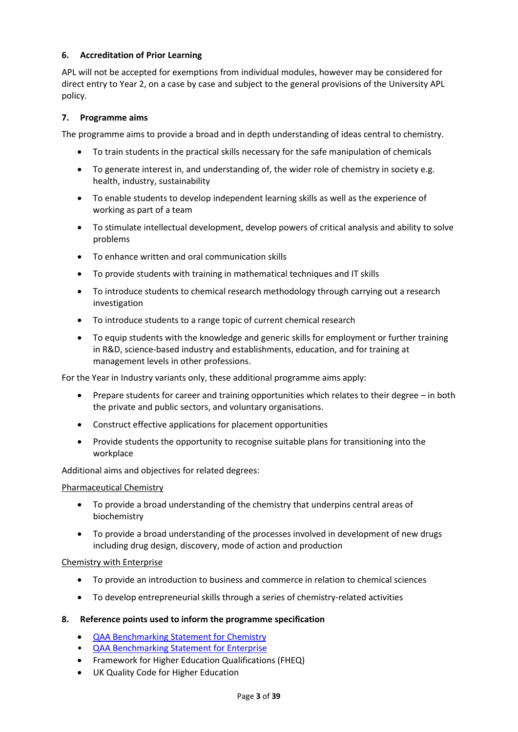### 6. Accreditation of Prior Learning

APL will not be accepted for exemptions from individual modules, however may be considered for direct entry to Year 2, on a case by case and subject to the general provisions of the University APL policy.

### 7. Programme aims

The programme aims to provide a broad and in depth understanding of ideas central to chemistry.

- To train students in the practical skills necessary for the safe manipulation of chemicals
- To generate interest in, and understanding of, the wider role of chemistry in society e.g. health, industry, sustainability
- To enable students to develop independent learning skills as well as the experience of working as part of a team
- To stimulate intellectual development, develop powers of critical analysis and ability to solve problems
- To enhance written and oral communication skills
- To provide students with training in mathematical techniques and IT skills
- To introduce students to chemical research methodology through carrying out a research investigation
- To introduce students to a range topic of current chemical research
- To equip students with the knowledge and generic skills for employment or further training in R&D, science-based industry and establishments, education, and for training at management levels in other professions.

For the Year in Industry variants only, these additional programme aims apply:

- Prepare students for career and training opportunities which relates to their degree – in both the private and public sectors, and voluntary organisations.
- Construct effective applications for placement opportunities
- Provide students the opportunity to recognise suitable plans for transitioning into the workplace

Additional aims and objectives for related degrees:

<u>Pharmaceutical Chemistry</u>

- To provide a broad understanding of the chemistry that underpins central areas of biochemistry
- To provide a broad understanding of the processes involved in development of new drugs including drug design, discovery, mode of action and production

<u>Chemistry with Enterprise</u>

- To provide an introduction to business and commerce in relation to chemical sciences
- To develop entrepreneurial skills through a series of chemistry-related activities

### 8. Reference points used to inform the programme specification

- QAA Benchmarking Statement for Chemistry
- QAA Benchmarking Statement for Enterprise
- Framework for Higher Education Qualifications (FHEQ)
- UK Quality Code for Higher Education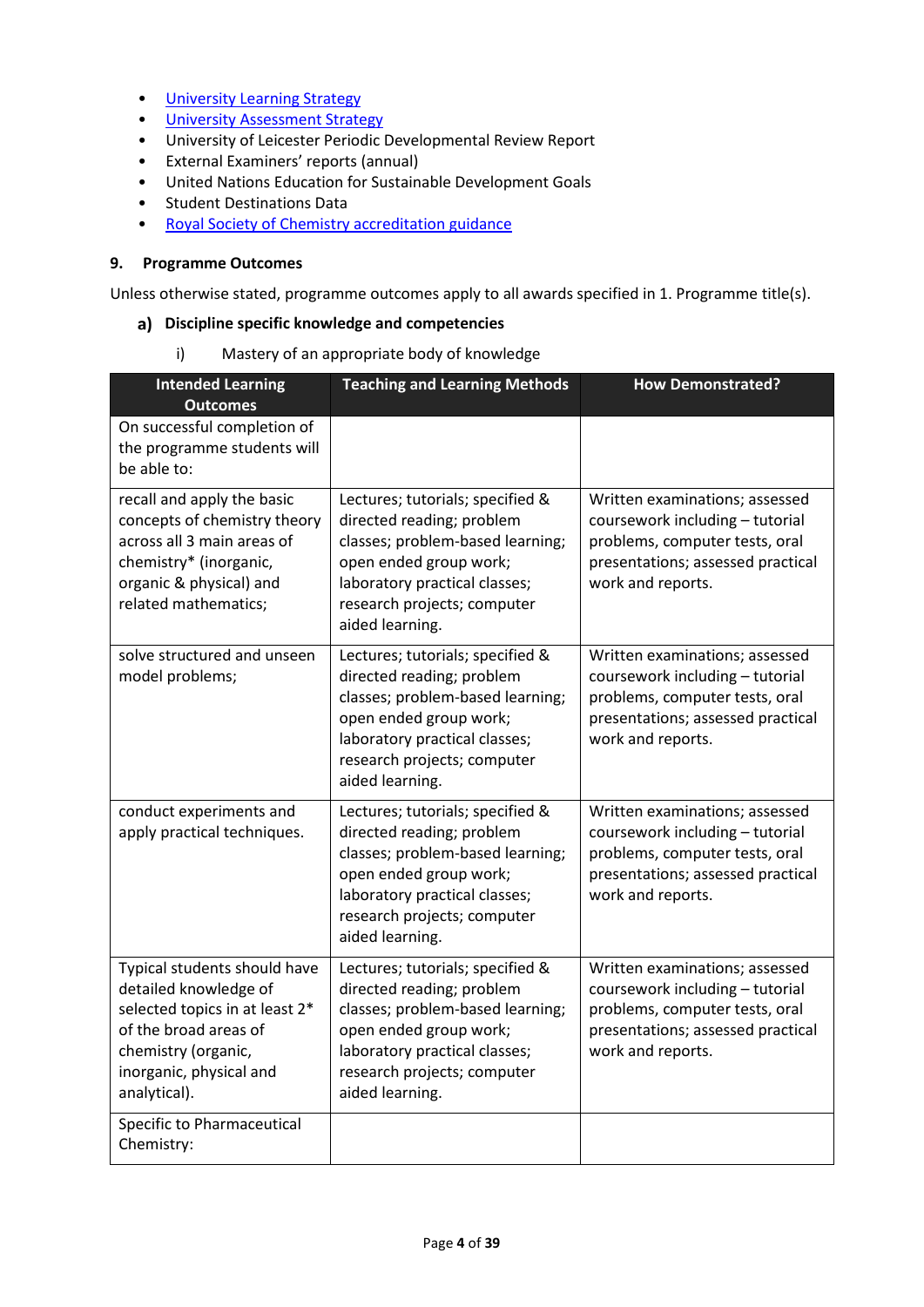- [University Learning Strategy]
- [University Assessment Strategy]
- University of Leicester Periodic Developmental Review Report
- External Examiners' reports (annual)
- United Nations Education for Sustainable Development Goals
- Student Destinations Data
- [Royal Society of Chemistry accreditation guidance]

### 9. Programme Outcomes

Unless otherwise stated, programme outcomes apply to all awards specified in 1. Programme title(s).

#### a) Discipline specific knowledge and competencies

i) Mastery of an appropriate body of knowledge

| Intended Learning Outcomes | Teaching and Learning Methods | How Demonstrated? |
|---|---|---|
| On successful completion of the programme students will be able to: | | |
| recall and apply the basic concepts of chemistry theory across all 3 main areas of chemistry* (inorganic, organic & physical) and related mathematics; | Lectures; tutorials; specified & directed reading; problem classes; problem-based learning; open ended group work; laboratory practical classes; research projects; computer aided learning. | Written examinations; assessed coursework including – tutorial problems, computer tests, oral presentations; assessed practical work and reports. |
| solve structured and unseen model problems; | Lectures; tutorials; specified & directed reading; problem classes; problem-based learning; open ended group work; laboratory practical classes; research projects; computer aided learning. | Written examinations; assessed coursework including – tutorial problems, computer tests, oral presentations; assessed practical work and reports. |
| conduct experiments and apply practical techniques. | Lectures; tutorials; specified & directed reading; problem classes; problem-based learning; open ended group work; laboratory practical classes; research projects; computer aided learning. | Written examinations; assessed coursework including – tutorial problems, computer tests, oral presentations; assessed practical work and reports. |
| Typical students should have detailed knowledge of selected topics in at least 2* of the broad areas of chemistry (organic, inorganic, physical and analytical). | Lectures; tutorials; specified & directed reading; problem classes; problem-based learning; open ended group work; laboratory practical classes; research projects; computer aided learning. | Written examinations; assessed coursework including – tutorial problems, computer tests, oral presentations; assessed practical work and reports. |
| Specific to Pharmaceutical Chemistry: | | |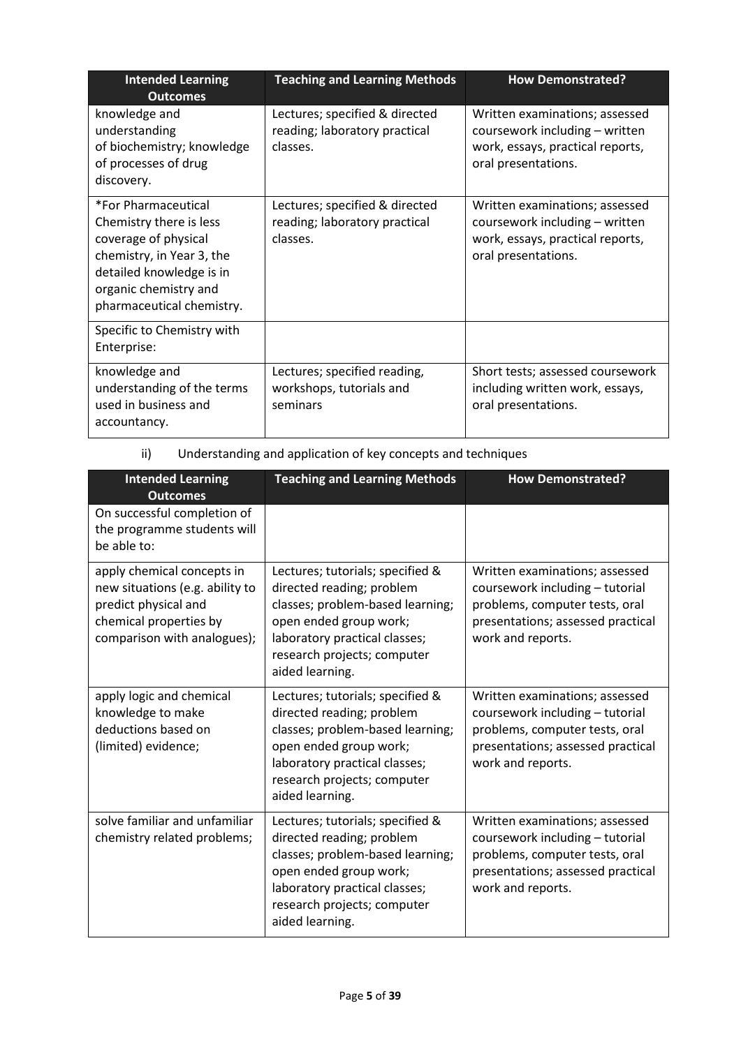| Intended Learning Outcomes | Teaching and Learning Methods | How Demonstrated? |
|---|---|---|
| knowledge and understanding of biochemistry; knowledge of processes of drug discovery. | Lectures; specified & directed reading; laboratory practical classes. | Written examinations; assessed coursework including – written work, essays, practical reports, oral presentations. |
| *For Pharmaceutical Chemistry there is less coverage of physical chemistry, in Year 3, the detailed knowledge is in organic chemistry and pharmaceutical chemistry. | Lectures; specified & directed reading; laboratory practical classes. | Written examinations; assessed coursework including – written work, essays, practical reports, oral presentations. |
| Specific to Chemistry with Enterprise: | | |
| knowledge and understanding of the terms used in business and accountancy. | Lectures; specified reading, workshops, tutorials and seminars | Short tests; assessed coursework including written work, essays, oral presentations. |

ii) Understanding and application of key concepts and techniques

| Intended Learning Outcomes | Teaching and Learning Methods | How Demonstrated? |
|---|---|---|
| On successful completion of the programme students will be able to: | | |
| apply chemical concepts in new situations (e.g. ability to predict physical and chemical properties by comparison with analogues); | Lectures; tutorials; specified & directed reading; problem classes; problem-based learning; open ended group work; laboratory practical classes; research projects; computer aided learning. | Written examinations; assessed coursework including – tutorial problems, computer tests, oral presentations; assessed practical work and reports. |
| apply logic and chemical knowledge to make deductions based on (limited) evidence; | Lectures; tutorials; specified & directed reading; problem classes; problem-based learning; open ended group work; laboratory practical classes; research projects; computer aided learning. | Written examinations; assessed coursework including – tutorial problems, computer tests, oral presentations; assessed practical work and reports. |
| solve familiar and unfamiliar chemistry related problems; | Lectures; tutorials; specified & directed reading; problem classes; problem-based learning; open ended group work; laboratory practical classes; research projects; computer aided learning. | Written examinations; assessed coursework including – tutorial problems, computer tests, oral presentations; assessed practical work and reports. |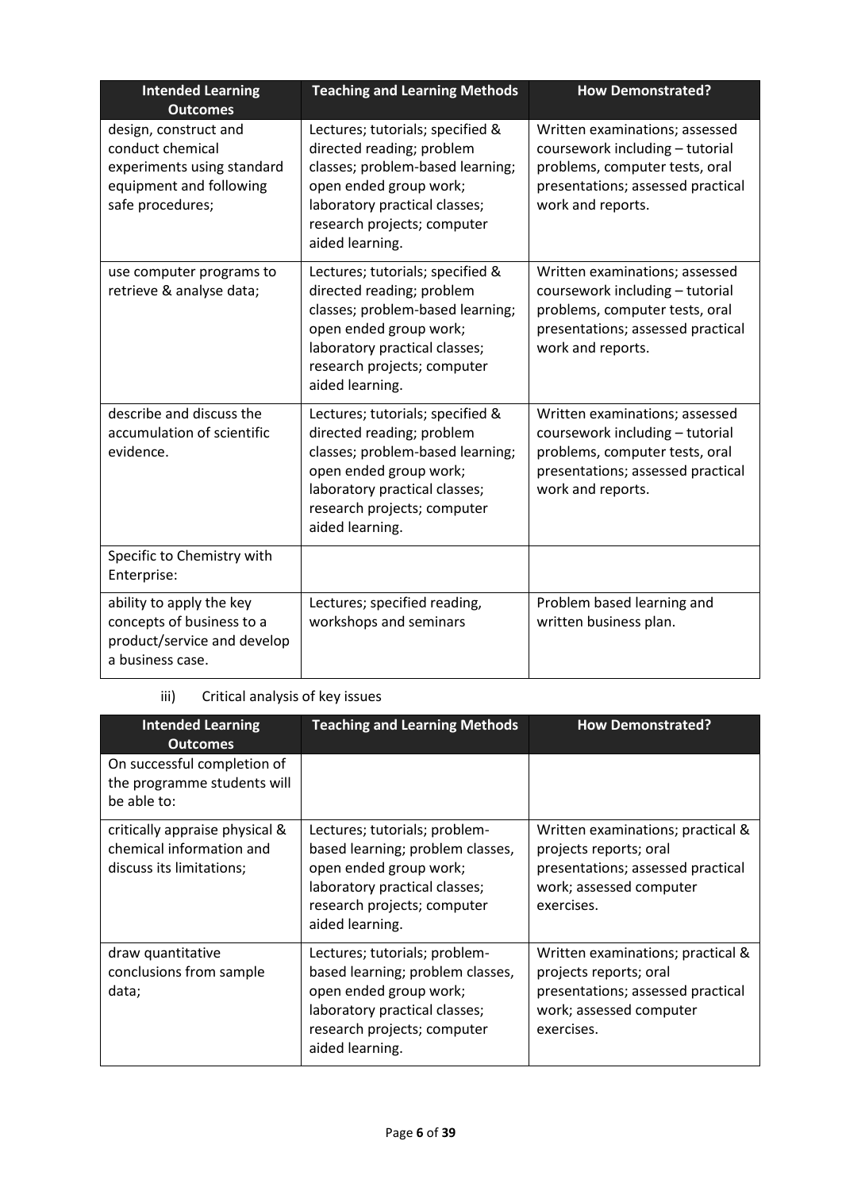| Intended Learning Outcomes | Teaching and Learning Methods | How Demonstrated? |
|---|---|---|
| design, construct and conduct chemical experiments using standard equipment and following safe procedures; | Lectures; tutorials; specified & directed reading; problem classes; problem-based learning; open ended group work; laboratory practical classes; research projects; computer aided learning. | Written examinations; assessed coursework including – tutorial problems, computer tests, oral presentations; assessed practical work and reports. |
| use computer programs to retrieve & analyse data; | Lectures; tutorials; specified & directed reading; problem classes; problem-based learning; open ended group work; laboratory practical classes; research projects; computer aided learning. | Written examinations; assessed coursework including – tutorial problems, computer tests, oral presentations; assessed practical work and reports. |
| describe and discuss the accumulation of scientific evidence. | Lectures; tutorials; specified & directed reading; problem classes; problem-based learning; open ended group work; laboratory practical classes; research projects; computer aided learning. | Written examinations; assessed coursework including – tutorial problems, computer tests, oral presentations; assessed practical work and reports. |
| Specific to Chemistry with Enterprise: | | |
| ability to apply the key concepts of business to a product/service and develop a business case. | Lectures; specified reading, workshops and seminars | Problem based learning and written business plan. |

iii) Critical analysis of key issues

| Intended Learning Outcomes | Teaching and Learning Methods | How Demonstrated? |
|---|---|---|
| On successful completion of the programme students will be able to: | | |
| critically appraise physical & chemical information and discuss its limitations; | Lectures; tutorials; problem-based learning; problem classes, open ended group work; laboratory practical classes; research projects; computer aided learning. | Written examinations; practical & projects reports; oral presentations; assessed practical work; assessed computer exercises. |
| draw quantitative conclusions from sample data; | Lectures; tutorials; problem-based learning; problem classes, open ended group work; laboratory practical classes; research projects; computer aided learning. | Written examinations; practical & projects reports; oral presentations; assessed practical work; assessed computer exercises. |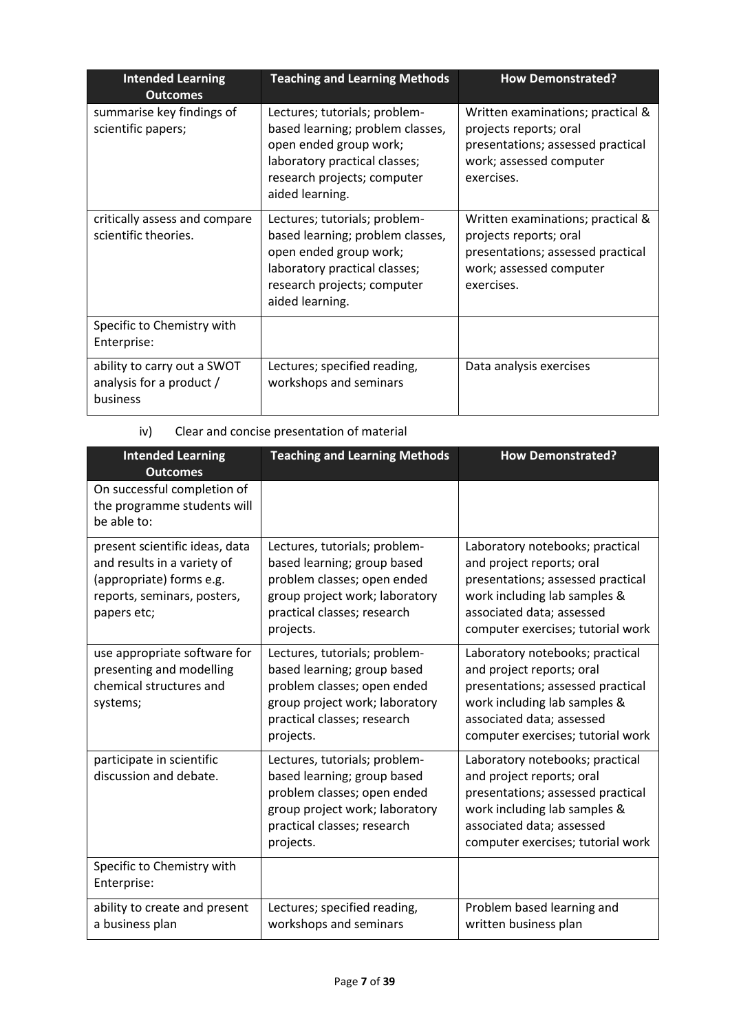| Intended Learning Outcomes | Teaching and Learning Methods | How Demonstrated? |
|---|---|---|
| summarise key findings of scientific papers; | Lectures; tutorials; problem-based learning; problem classes, open ended group work; laboratory practical classes; research projects; computer aided learning. | Written examinations; practical & projects reports; oral presentations; assessed practical work; assessed computer exercises. |
| critically assess and compare scientific theories. | Lectures; tutorials; problem-based learning; problem classes, open ended group work; laboratory practical classes; research projects; computer aided learning. | Written examinations; practical & projects reports; oral presentations; assessed practical work; assessed computer exercises. |
| Specific to Chemistry with Enterprise: | | |
| ability to carry out a SWOT analysis for a product / business | Lectures; specified reading, workshops and seminars | Data analysis exercises |

iv) Clear and concise presentation of material

| Intended Learning Outcomes | Teaching and Learning Methods | How Demonstrated? |
|---|---|---|
| On successful completion of the programme students will be able to: | | |
| present scientific ideas, data and results in a variety of (appropriate) forms e.g. reports, seminars, posters, papers etc; | Lectures, tutorials; problem-based learning; group based problem classes; open ended group project work; laboratory practical classes; research projects. | Laboratory notebooks; practical and project reports; oral presentations; assessed practical work including lab samples & associated data; assessed computer exercises; tutorial work |
| use appropriate software for presenting and modelling chemical structures and systems; | Lectures, tutorials; problem-based learning; group based problem classes; open ended group project work; laboratory practical classes; research projects. | Laboratory notebooks; practical and project reports; oral presentations; assessed practical work including lab samples & associated data; assessed computer exercises; tutorial work |
| participate in scientific discussion and debate. | Lectures, tutorials; problem-based learning; group based problem classes; open ended group project work; laboratory practical classes; research projects. | Laboratory notebooks; practical and project reports; oral presentations; assessed practical work including lab samples & associated data; assessed computer exercises; tutorial work |
| Specific to Chemistry with Enterprise: | | |
| ability to create and present a business plan | Lectures; specified reading, workshops and seminars | Problem based learning and written business plan |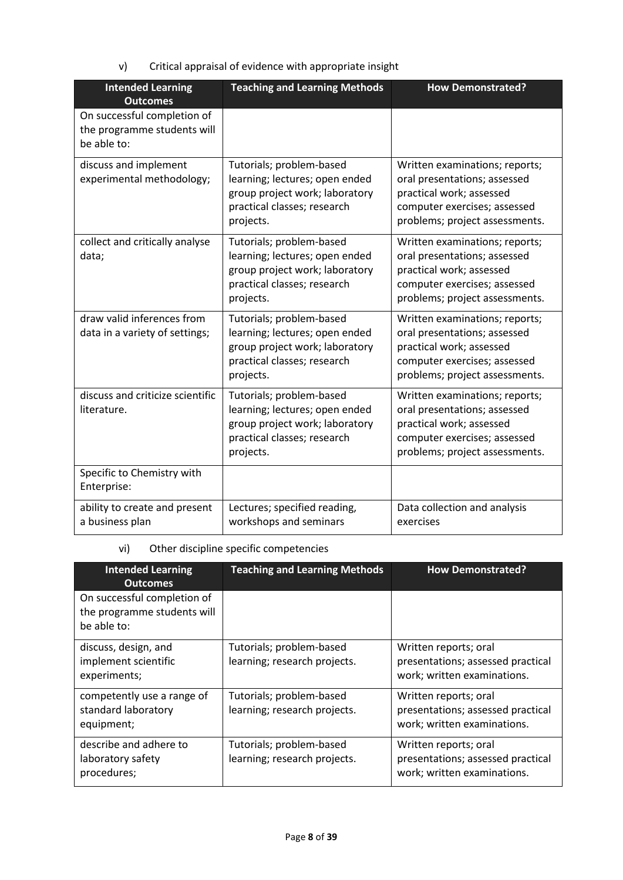v) Critical appraisal of evidence with appropriate insight

| Intended Learning Outcomes | Teaching and Learning Methods | How Demonstrated? |
|---|---|---|
| On successful completion of the programme students will be able to: | | |
| discuss and implement experimental methodology; | Tutorials; problem-based learning; lectures; open ended group project work; laboratory practical classes; research projects. | Written examinations; reports; oral presentations; assessed practical work; assessed computer exercises; assessed problems; project assessments. |
| collect and critically analyse data; | Tutorials; problem-based learning; lectures; open ended group project work; laboratory practical classes; research projects. | Written examinations; reports; oral presentations; assessed practical work; assessed computer exercises; assessed problems; project assessments. |
| draw valid inferences from data in a variety of settings; | Tutorials; problem-based learning; lectures; open ended group project work; laboratory practical classes; research projects. | Written examinations; reports; oral presentations; assessed practical work; assessed computer exercises; assessed problems; project assessments. |
| discuss and criticize scientific literature. | Tutorials; problem-based learning; lectures; open ended group project work; laboratory practical classes; research projects. | Written examinations; reports; oral presentations; assessed practical work; assessed computer exercises; assessed problems; project assessments. |
| Specific to Chemistry with Enterprise: | | |
| ability to create and present a business plan | Lectures; specified reading, workshops and seminars | Data collection and analysis exercises |

vi) Other discipline specific competencies

| Intended Learning Outcomes | Teaching and Learning Methods | How Demonstrated? |
|---|---|---|
| On successful completion of the programme students will be able to: | | |
| discuss, design, and implement scientific experiments; | Tutorials; problem-based learning; research projects. | Written reports; oral presentations; assessed practical work; written examinations. |
| competently use a range of standard laboratory equipment; | Tutorials; problem-based learning; research projects. | Written reports; oral presentations; assessed practical work; written examinations. |
| describe and adhere to laboratory safety procedures; | Tutorials; problem-based learning; research projects. | Written reports; oral presentations; assessed practical work; written examinations. |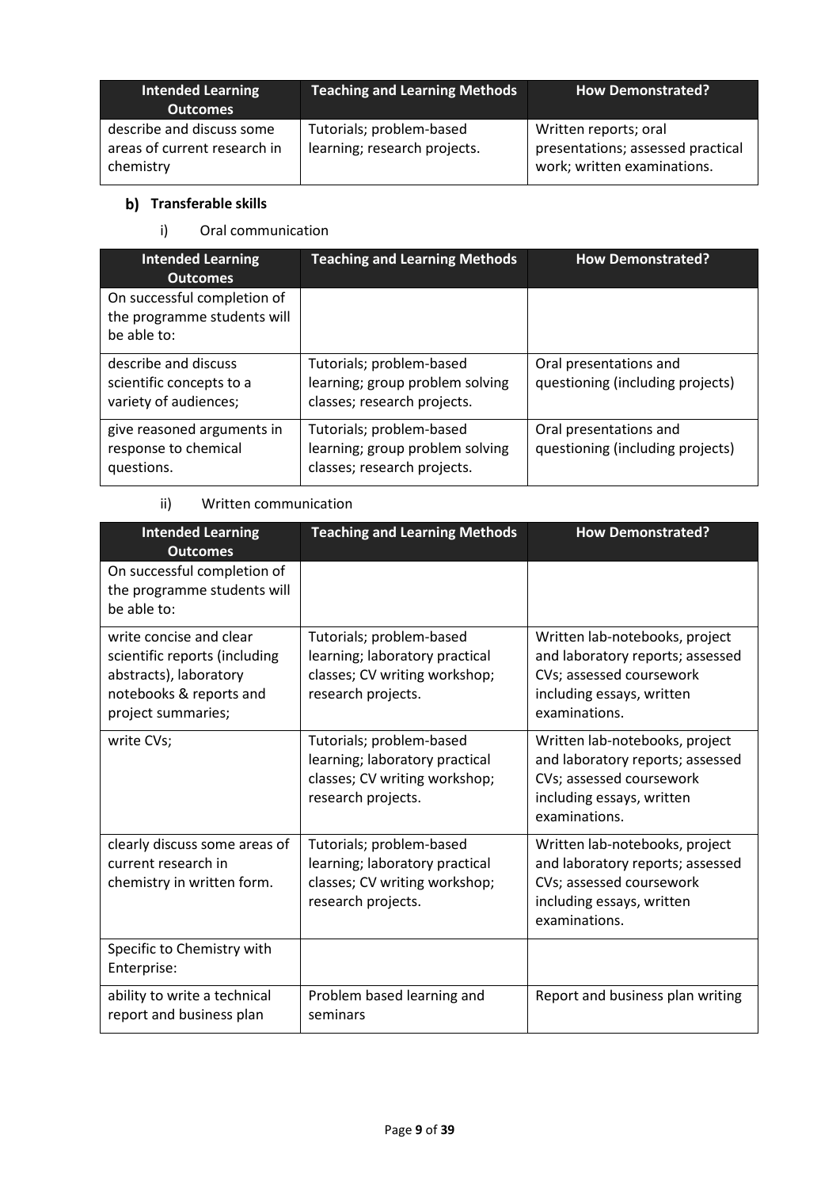| Intended Learning Outcomes | Teaching and Learning Methods | How Demonstrated? |
|---|---|---|
| describe and discuss some areas of current research in chemistry | Tutorials; problem-based learning; research projects. | Written reports; oral presentations; assessed practical work; written examinations. |

### b) Transferable skills

i) Oral communication

| Intended Learning Outcomes | Teaching and Learning Methods | How Demonstrated? |
|---|---|---|
| On successful completion of the programme students will be able to: | | |
| describe and discuss scientific concepts to a variety of audiences; | Tutorials; problem-based learning; group problem solving classes; research projects. | Oral presentations and questioning (including projects) |
| give reasoned arguments in response to chemical questions. | Tutorials; problem-based learning; group problem solving classes; research projects. | Oral presentations and questioning (including projects) |

ii) Written communication

| Intended Learning Outcomes | Teaching and Learning Methods | How Demonstrated? |
|---|---|---|
| On successful completion of the programme students will be able to: | | |
| write concise and clear scientific reports (including abstracts), laboratory notebooks & reports and project summaries; | Tutorials; problem-based learning; laboratory practical classes; CV writing workshop; research projects. | Written lab-notebooks, project and laboratory reports; assessed CVs; assessed coursework including essays, written examinations. |
| write CVs; | Tutorials; problem-based learning; laboratory practical classes; CV writing workshop; research projects. | Written lab-notebooks, project and laboratory reports; assessed CVs; assessed coursework including essays, written examinations. |
| clearly discuss some areas of current research in chemistry in written form. | Tutorials; problem-based learning; laboratory practical classes; CV writing workshop; research projects. | Written lab-notebooks, project and laboratory reports; assessed CVs; assessed coursework including essays, written examinations. |
| Specific to Chemistry with Enterprise: | | |
| ability to write a technical report and business plan | Problem based learning and seminars | Report and business plan writing |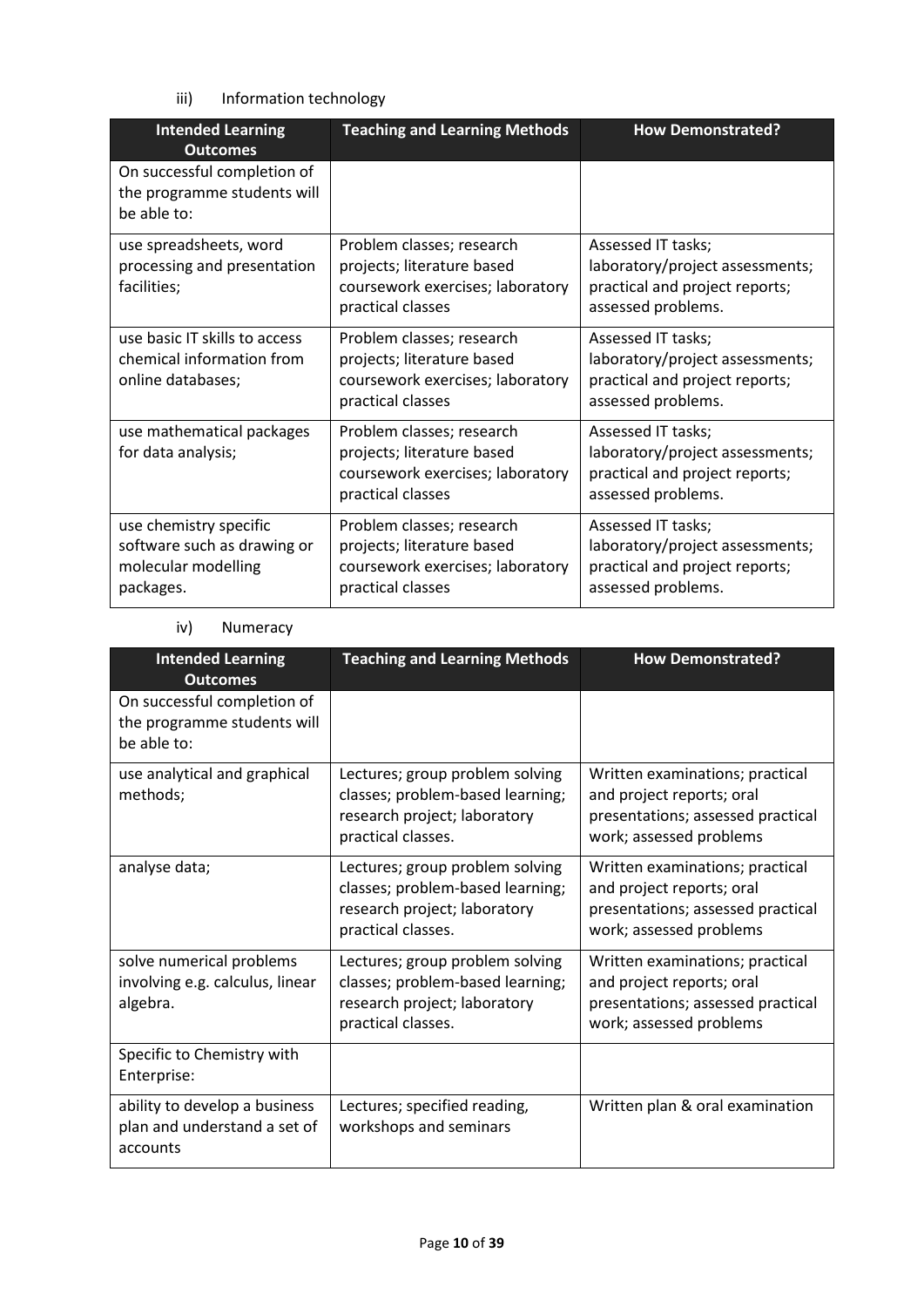iii) Information technology

| Intended Learning Outcomes | Teaching and Learning Methods | How Demonstrated? |
|---|---|---|
| On successful completion of the programme students will be able to: | | |
| use spreadsheets, word processing and presentation facilities; | Problem classes; research projects; literature based coursework exercises; laboratory practical classes | Assessed IT tasks; laboratory/project assessments; practical and project reports; assessed problems. |
| use basic IT skills to access chemical information from online databases; | Problem classes; research projects; literature based coursework exercises; laboratory practical classes | Assessed IT tasks; laboratory/project assessments; practical and project reports; assessed problems. |
| use mathematical packages for data analysis; | Problem classes; research projects; literature based coursework exercises; laboratory practical classes | Assessed IT tasks; laboratory/project assessments; practical and project reports; assessed problems. |
| use chemistry specific software such as drawing or molecular modelling packages. | Problem classes; research projects; literature based coursework exercises; laboratory practical classes | Assessed IT tasks; laboratory/project assessments; practical and project reports; assessed problems. |

iv) Numeracy

| Intended Learning Outcomes | Teaching and Learning Methods | How Demonstrated? |
|---|---|---|
| On successful completion of the programme students will be able to: | | |
| use analytical and graphical methods; | Lectures; group problem solving classes; problem-based learning; research project; laboratory practical classes. | Written examinations; practical and project reports; oral presentations; assessed practical work; assessed problems |
| analyse data; | Lectures; group problem solving classes; problem-based learning; research project; laboratory practical classes. | Written examinations; practical and project reports; oral presentations; assessed practical work; assessed problems |
| solve numerical problems involving e.g. calculus, linear algebra. | Lectures; group problem solving classes; problem-based learning; research project; laboratory practical classes. | Written examinations; practical and project reports; oral presentations; assessed practical work; assessed problems |
| Specific to Chemistry with Enterprise: | | |
| ability to develop a business plan and understand a set of accounts | Lectures; specified reading, workshops and seminars | Written plan & oral examination |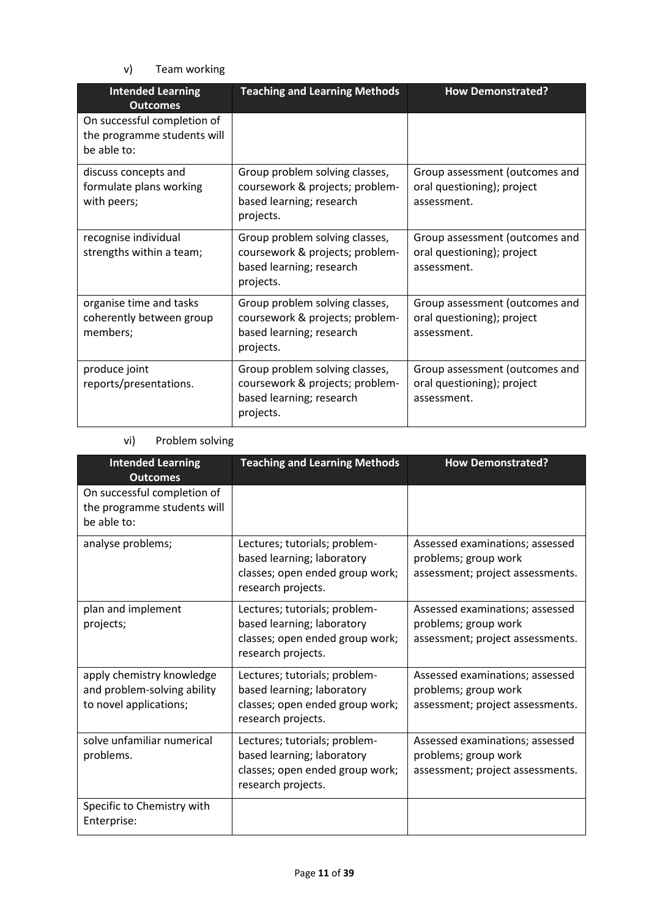v) Team working

| Intended Learning Outcomes | Teaching and Learning Methods | How Demonstrated? |
|---|---|---|
| On successful completion of the programme students will be able to: | | |
| discuss concepts and formulate plans working with peers; | Group problem solving classes, coursework & projects; problem-based learning; research projects. | Group assessment (outcomes and oral questioning); project assessment. |
| recognise individual strengths within a team; | Group problem solving classes, coursework & projects; problem-based learning; research projects. | Group assessment (outcomes and oral questioning); project assessment. |
| organise time and tasks coherently between group members; | Group problem solving classes, coursework & projects; problem-based learning; research projects. | Group assessment (outcomes and oral questioning); project assessment. |
| produce joint reports/presentations. | Group problem solving classes, coursework & projects; problem-based learning; research projects. | Group assessment (outcomes and oral questioning); project assessment. |

vi) Problem solving

| Intended Learning Outcomes | Teaching and Learning Methods | How Demonstrated? |
|---|---|---|
| On successful completion of the programme students will be able to: | | |
| analyse problems; | Lectures; tutorials; problem-based learning; laboratory classes; open ended group work; research projects. | Assessed examinations; assessed problems; group work assessment; project assessments. |
| plan and implement projects; | Lectures; tutorials; problem-based learning; laboratory classes; open ended group work; research projects. | Assessed examinations; assessed problems; group work assessment; project assessments. |
| apply chemistry knowledge and problem-solving ability to novel applications; | Lectures; tutorials; problem-based learning; laboratory classes; open ended group work; research projects. | Assessed examinations; assessed problems; group work assessment; project assessments. |
| solve unfamiliar numerical problems. | Lectures; tutorials; problem-based learning; laboratory classes; open ended group work; research projects. | Assessed examinations; assessed problems; group work assessment; project assessments. |
| Specific to Chemistry with Enterprise: | | |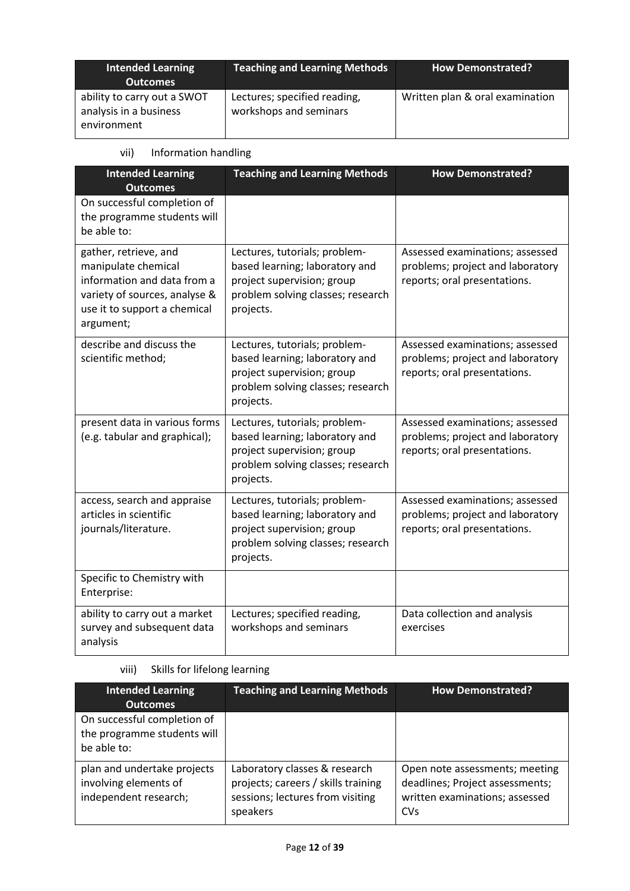| Intended Learning Outcomes | Teaching and Learning Methods | How Demonstrated? |
|---|---|---|
| ability to carry out a SWOT analysis in a business environment | Lectures; specified reading, workshops and seminars | Written plan & oral examination |

vii) Information handling

| Intended Learning Outcomes | Teaching and Learning Methods | How Demonstrated? |
|---|---|---|
| On successful completion of the programme students will be able to: | | |
| gather, retrieve, and manipulate chemical information and data from a variety of sources, analyse & use it to support a chemical argument; | Lectures, tutorials; problem-based learning; laboratory and project supervision; group problem solving classes; research projects. | Assessed examinations; assessed problems; project and laboratory reports; oral presentations. |
| describe and discuss the scientific method; | Lectures, tutorials; problem-based learning; laboratory and project supervision; group problem solving classes; research projects. | Assessed examinations; assessed problems; project and laboratory reports; oral presentations. |
| present data in various forms (e.g. tabular and graphical); | Lectures, tutorials; problem-based learning; laboratory and project supervision; group problem solving classes; research projects. | Assessed examinations; assessed problems; project and laboratory reports; oral presentations. |
| access, search and appraise articles in scientific journals/literature. | Lectures, tutorials; problem-based learning; laboratory and project supervision; group problem solving classes; research projects. | Assessed examinations; assessed problems; project and laboratory reports; oral presentations. |
| Specific to Chemistry with Enterprise: | | |
| ability to carry out a market survey and subsequent data analysis | Lectures; specified reading, workshops and seminars | Data collection and analysis exercises |

viii) Skills for lifelong learning

| Intended Learning Outcomes | Teaching and Learning Methods | How Demonstrated? |
|---|---|---|
| On successful completion of the programme students will be able to: | | |
| plan and undertake projects involving elements of independent research; | Laboratory classes & research projects; careers / skills training sessions; lectures from visiting speakers | Open note assessments; meeting deadlines; Project assessments; written examinations; assessed CVs |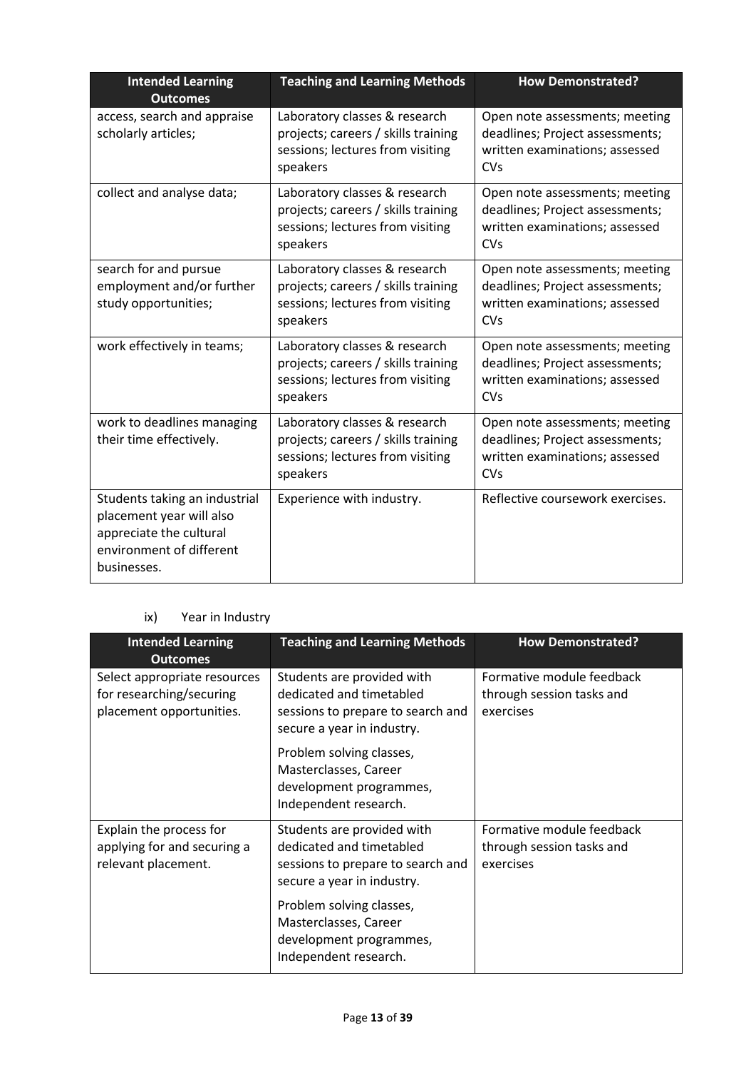| Intended Learning Outcomes | Teaching and Learning Methods | How Demonstrated? |
|---|---|---|
| access, search and appraise scholarly articles; | Laboratory classes & research projects; careers / skills training sessions; lectures from visiting speakers | Open note assessments; meeting deadlines; Project assessments; written examinations; assessed CVs |
| collect and analyse data; | Laboratory classes & research projects; careers / skills training sessions; lectures from visiting speakers | Open note assessments; meeting deadlines; Project assessments; written examinations; assessed CVs |
| search for and pursue employment and/or further study opportunities; | Laboratory classes & research projects; careers / skills training sessions; lectures from visiting speakers | Open note assessments; meeting deadlines; Project assessments; written examinations; assessed CVs |
| work effectively in teams; | Laboratory classes & research projects; careers / skills training sessions; lectures from visiting speakers | Open note assessments; meeting deadlines; Project assessments; written examinations; assessed CVs |
| work to deadlines managing their time effectively. | Laboratory classes & research projects; careers / skills training sessions; lectures from visiting speakers | Open note assessments; meeting deadlines; Project assessments; written examinations; assessed CVs |
| Students taking an industrial placement year will also appreciate the cultural environment of different businesses. | Experience with industry. | Reflective coursework exercises. |

ix) Year in Industry

| Intended Learning Outcomes | Teaching and Learning Methods | How Demonstrated? |
|---|---|---|
| Select appropriate resources for researching/securing placement opportunities. | Students are provided with dedicated and timetabled sessions to prepare to search and secure a year in industry.<br><br>Problem solving classes, Masterclasses, Career development programmes, Independent research. | Formative module feedback through session tasks and exercises |
| Explain the process for applying for and securing a relevant placement. | Students are provided with dedicated and timetabled sessions to prepare to search and secure a year in industry.<br><br>Problem solving classes, Masterclasses, Career development programmes, Independent research. | Formative module feedback through session tasks and exercises |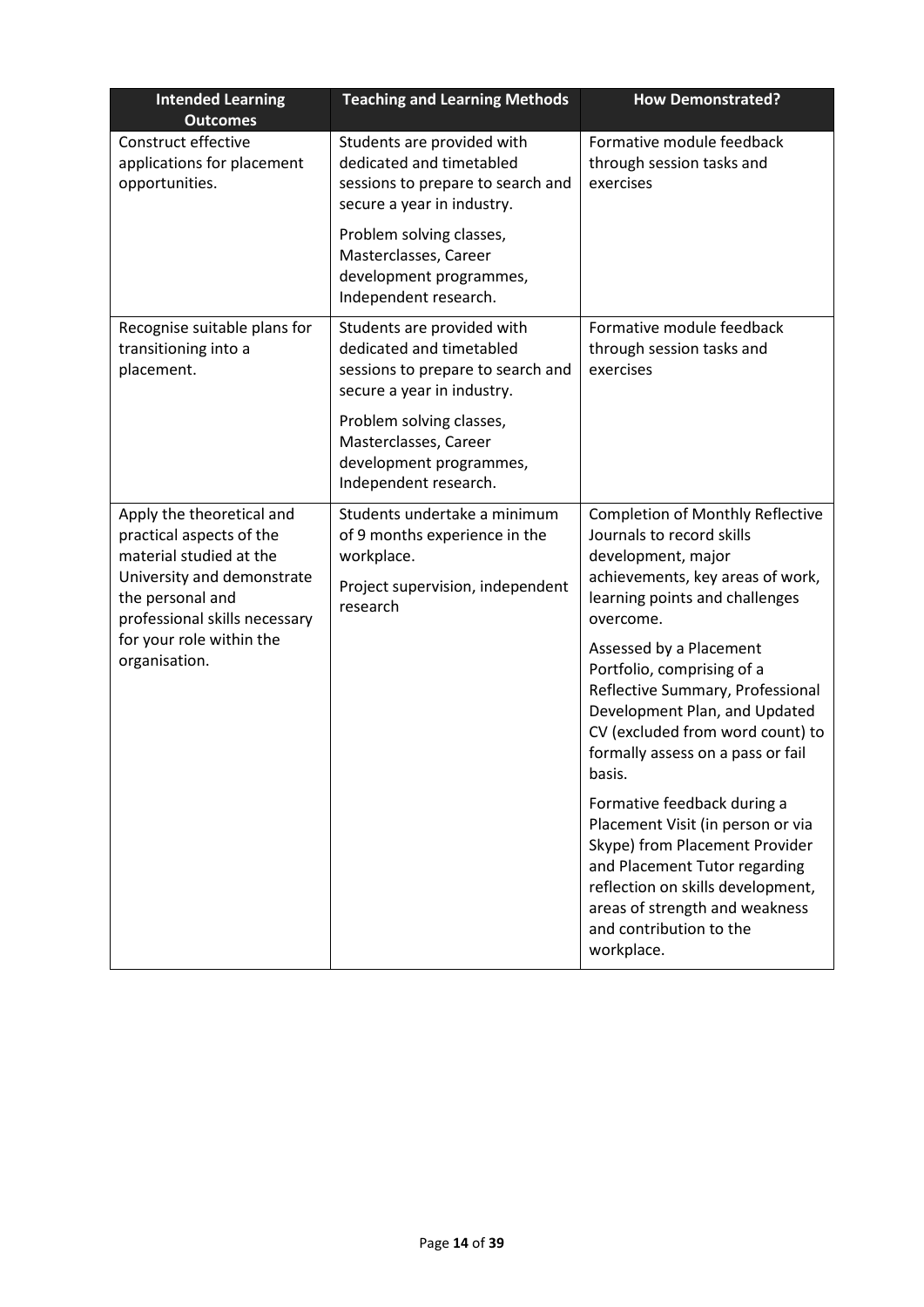| Intended Learning Outcomes | Teaching and Learning Methods | How Demonstrated? |
|---|---|---|
| Construct effective applications for placement opportunities. | Students are provided with dedicated and timetabled sessions to prepare to search and secure a year in industry.<br><br>Problem solving classes, Masterclasses, Career development programmes, Independent research. | Formative module feedback through session tasks and exercises |
| Recognise suitable plans for transitioning into a placement. | Students are provided with dedicated and timetabled sessions to prepare to search and secure a year in industry.<br><br>Problem solving classes, Masterclasses, Career development programmes, Independent research. | Formative module feedback through session tasks and exercises |
| Apply the theoretical and practical aspects of the material studied at the University and demonstrate the personal and professional skills necessary for your role within the organisation. | Students undertake a minimum of 9 months experience in the workplace.<br><br>Project supervision, independent research | Completion of Monthly Reflective Journals to record skills development, major achievements, key areas of work, learning points and challenges overcome.<br><br>Assessed by a Placement Portfolio, comprising of a Reflective Summary, Professional Development Plan, and Updated CV (excluded from word count) to formally assess on a pass or fail basis.<br><br>Formative feedback during a Placement Visit (in person or via Skype) from Placement Provider and Placement Tutor regarding reflection on skills development, areas of strength and weakness and contribution to the workplace. |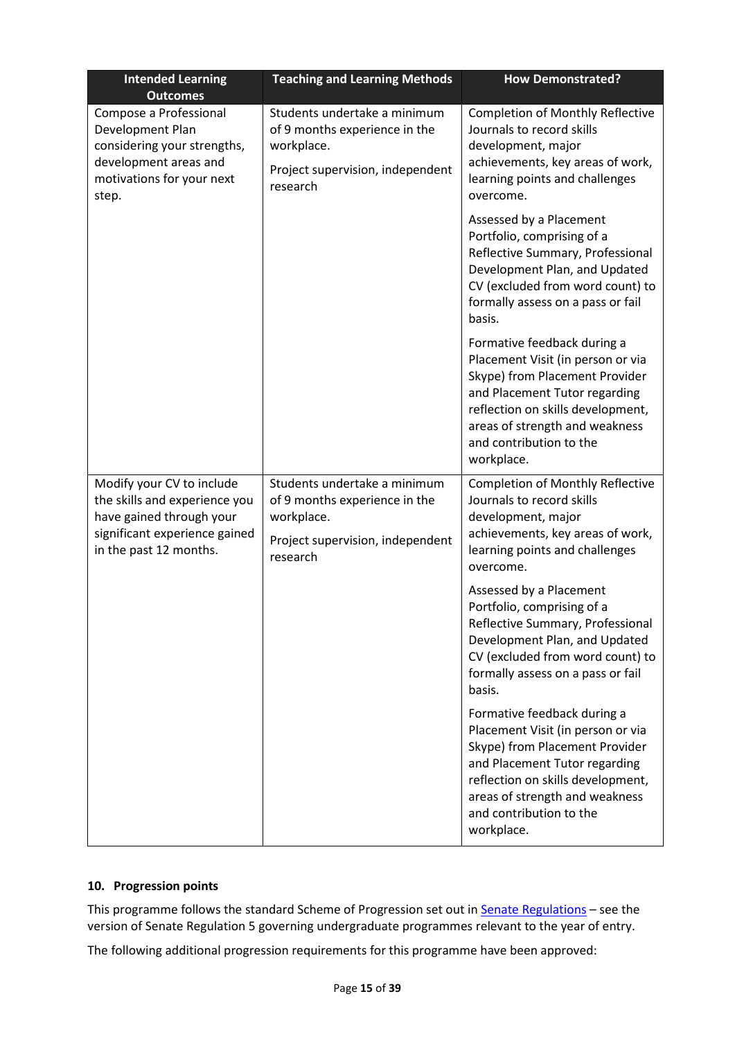| Intended Learning Outcomes | Teaching and Learning Methods | How Demonstrated? |
|---|---|---|
| Compose a Professional Development Plan considering your strengths, development areas and motivations for your next step. | Students undertake a minimum of 9 months experience in the workplace.<br><br>Project supervision, independent research | Completion of Monthly Reflective Journals to record skills development, major achievements, key areas of work, learning points and challenges overcome.<br><br>Assessed by a Placement Portfolio, comprising of a Reflective Summary, Professional Development Plan, and Updated CV (excluded from word count) to formally assess on a pass or fail basis.<br><br>Formative feedback during a Placement Visit (in person or via Skype) from Placement Provider and Placement Tutor regarding reflection on skills development, areas of strength and weakness and contribution to the workplace. |
| Modify your CV to include the skills and experience you have gained through your significant experience gained in the past 12 months. | Students undertake a minimum of 9 months experience in the workplace.<br><br>Project supervision, independent research | Completion of Monthly Reflective Journals to record skills development, major achievements, key areas of work, learning points and challenges overcome.<br><br>Assessed by a Placement Portfolio, comprising of a Reflective Summary, Professional Development Plan, and Updated CV (excluded from word count) to formally assess on a pass or fail basis.<br><br>Formative feedback during a Placement Visit (in person or via Skype) from Placement Provider and Placement Tutor regarding reflection on skills development, areas of strength and weakness and contribution to the workplace. |

## 10. Progression points

This programme follows the standard Scheme of Progression set out in Senate Regulations – see the version of Senate Regulation 5 governing undergraduate programmes relevant to the year of entry.

The following additional progression requirements for this programme have been approved: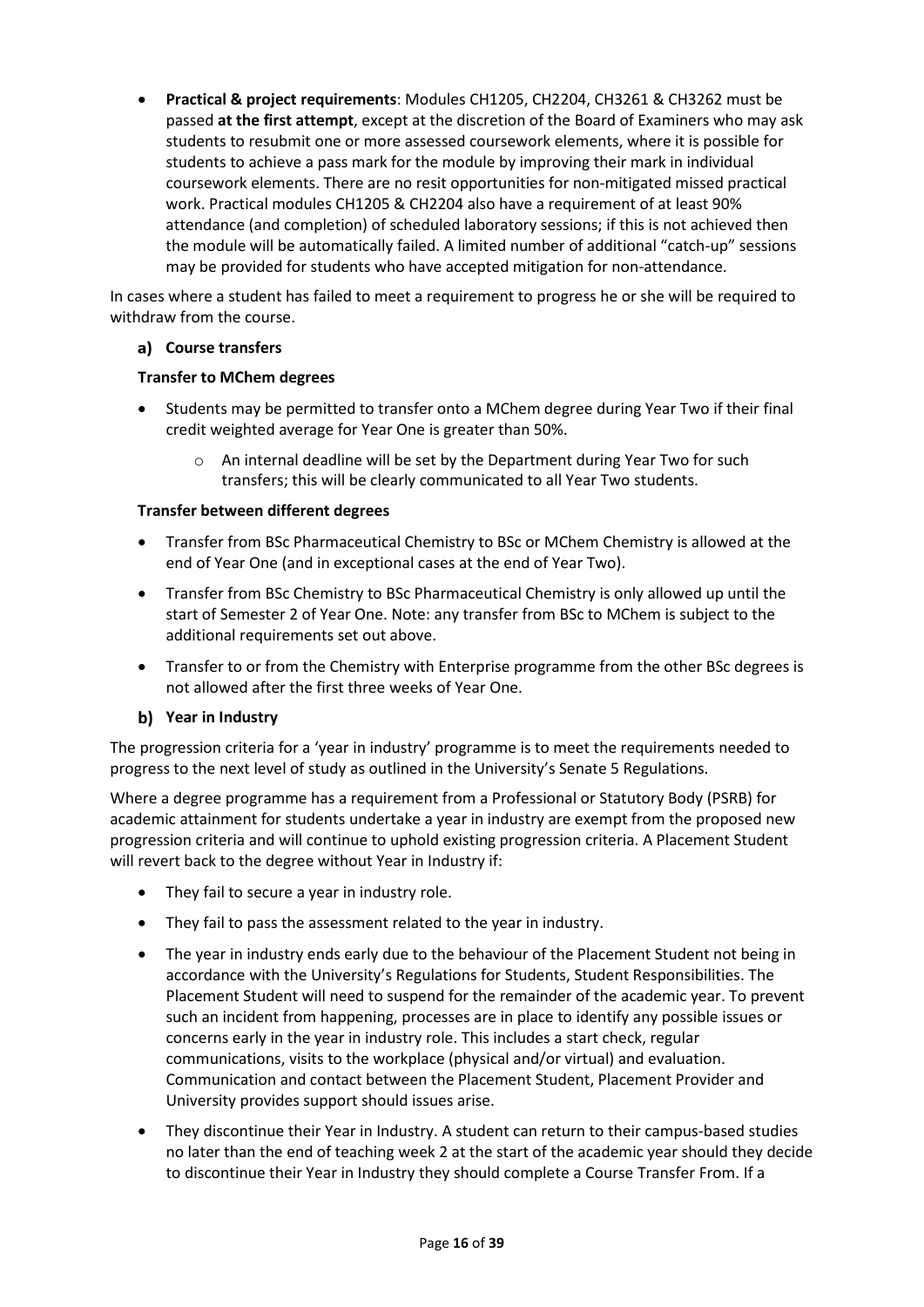- **Practical & project requirements**: Modules CH1205, CH2204, CH3261 & CH3262 must be passed **at the first attempt**, except at the discretion of the Board of Examiners who may ask students to resubmit one or more assessed coursework elements, where it is possible for students to achieve a pass mark for the module by improving their mark in individual coursework elements. There are no resit opportunities for non-mitigated missed practical work. Practical modules CH1205 & CH2204 also have a requirement of at least 90% attendance (and completion) of scheduled laboratory sessions; if this is not achieved then the module will be automatically failed. A limited number of additional "catch-up" sessions may be provided for students who have accepted mitigation for non-attendance.

In cases where a student has failed to meet a requirement to progress he or she will be required to withdraw from the course.

### a) Course transfers

**Transfer to MChem degrees**

- Students may be permitted to transfer onto a MChem degree during Year Two if their final credit weighted average for Year One is greater than 50%.
    - An internal deadline will be set by the Department during Year Two for such transfers; this will be clearly communicated to all Year Two students.

**Transfer between different degrees**

- Transfer from BSc Pharmaceutical Chemistry to BSc or MChem Chemistry is allowed at the end of Year One (and in exceptional cases at the end of Year Two).
- Transfer from BSc Chemistry to BSc Pharmaceutical Chemistry is only allowed up until the start of Semester 2 of Year One. Note: any transfer from BSc to MChem is subject to the additional requirements set out above.
- Transfer to or from the Chemistry with Enterprise programme from the other BSc degrees is not allowed after the first three weeks of Year One.

### b) Year in Industry

The progression criteria for a 'year in industry' programme is to meet the requirements needed to progress to the next level of study as outlined in the University's Senate 5 Regulations.

Where a degree programme has a requirement from a Professional or Statutory Body (PSRB) for academic attainment for students undertake a year in industry are exempt from the proposed new progression criteria and will continue to uphold existing progression criteria. A Placement Student will revert back to the degree without Year in Industry if:

- They fail to secure a year in industry role.
- They fail to pass the assessment related to the year in industry.
- The year in industry ends early due to the behaviour of the Placement Student not being in accordance with the University's Regulations for Students, Student Responsibilities. The Placement Student will need to suspend for the remainder of the academic year. To prevent such an incident from happening, processes are in place to identify any possible issues or concerns early in the year in industry role. This includes a start check, regular communications, visits to the workplace (physical and/or virtual) and evaluation. Communication and contact between the Placement Student, Placement Provider and University provides support should issues arise.
- They discontinue their Year in Industry. A student can return to their campus-based studies no later than the end of teaching week 2 at the start of the academic year should they decide to discontinue their Year in Industry they should complete a Course Transfer From. If a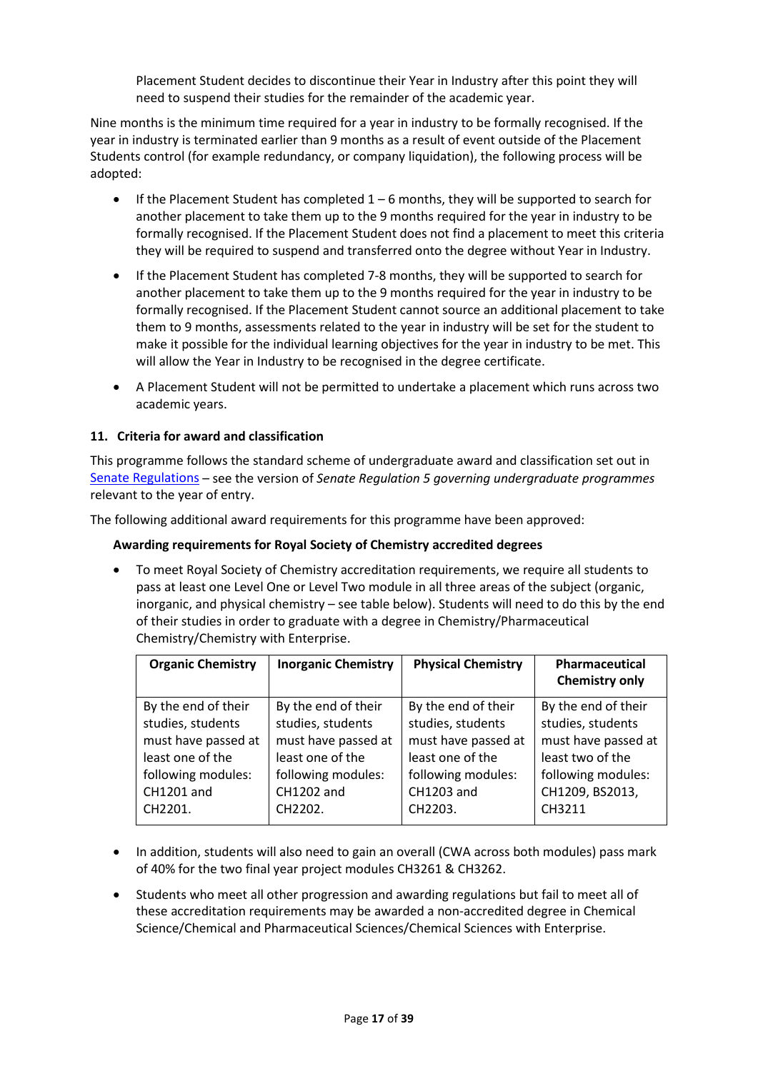Placement Student decides to discontinue their Year in Industry after this point they will need to suspend their studies for the remainder of the academic year.

Nine months is the minimum time required for a year in industry to be formally recognised. If the year in industry is terminated earlier than 9 months as a result of event outside of the Placement Students control (for example redundancy, or company liquidation), the following process will be adopted:

- If the Placement Student has completed 1 – 6 months, they will be supported to search for another placement to take them up to the 9 months required for the year in industry to be formally recognised. If the Placement Student does not find a placement to meet this criteria they will be required to suspend and transferred onto the degree without Year in Industry.
- If the Placement Student has completed 7-8 months, they will be supported to search for another placement to take them up to the 9 months required for the year in industry to be formally recognised. If the Placement Student cannot source an additional placement to take them to 9 months, assessments related to the year in industry will be set for the student to make it possible for the individual learning objectives for the year in industry to be met. This will allow the Year in Industry to be recognised in the degree certificate.
- A Placement Student will not be permitted to undertake a placement which runs across two academic years.

### 11. Criteria for award and classification

This programme follows the standard scheme of undergraduate award and classification set out in Senate Regulations – see the version of *Senate Regulation 5 governing undergraduate programmes* relevant to the year of entry.

The following additional award requirements for this programme have been approved:

**Awarding requirements for Royal Society of Chemistry accredited degrees**

- To meet Royal Society of Chemistry accreditation requirements, we require all students to pass at least one Level One or Level Two module in all three areas of the subject (organic, inorganic, and physical chemistry – see table below). Students will need to do this by the end of their studies in order to graduate with a degree in Chemistry/Pharmaceutical Chemistry/Chemistry with Enterprise.

| Organic Chemistry | Inorganic Chemistry | Physical Chemistry | Pharmaceutical Chemistry only |
|---|---|---|---|
| By the end of their studies, students must have passed at least one of the following modules: CH1201 and CH2201. | By the end of their studies, students must have passed at least one of the following modules: CH1202 and CH2202. | By the end of their studies, students must have passed at least one of the following modules: CH1203 and CH2203. | By the end of their studies, students must have passed at least two of the following modules: CH1209, BS2013, CH3211 |

- In addition, students will also need to gain an overall (CWA across both modules) pass mark of 40% for the two final year project modules CH3261 & CH3262.
- Students who meet all other progression and awarding regulations but fail to meet all of these accreditation requirements may be awarded a non-accredited degree in Chemical Science/Chemical and Pharmaceutical Sciences/Chemical Sciences with Enterprise.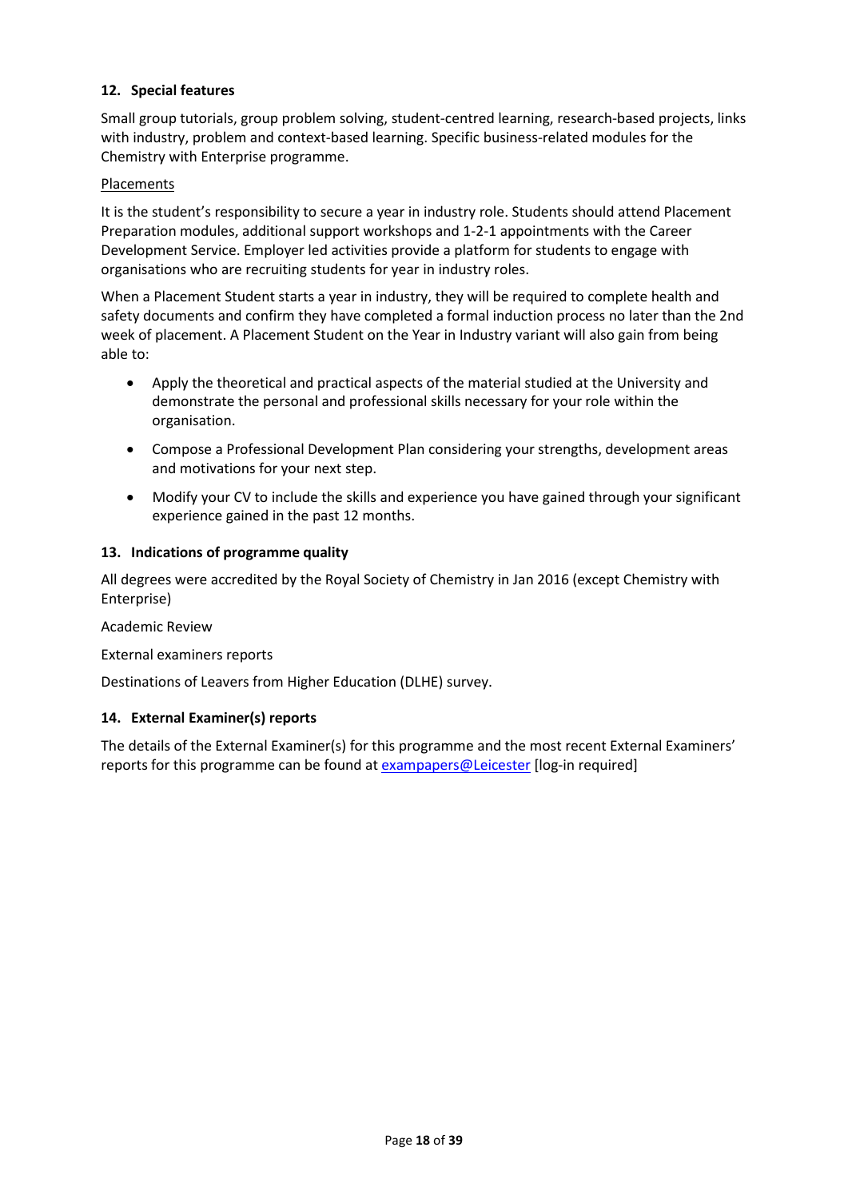## 12. Special features

Small group tutorials, group problem solving, student-centred learning, research-based projects, links with industry, problem and context-based learning. Specific business-related modules for the Chemistry with Enterprise programme.

Placements

It is the student's responsibility to secure a year in industry role. Students should attend Placement Preparation modules, additional support workshops and 1-2-1 appointments with the Career Development Service. Employer led activities provide a platform for students to engage with organisations who are recruiting students for year in industry roles.

When a Placement Student starts a year in industry, they will be required to complete health and safety documents and confirm they have completed a formal induction process no later than the 2nd week of placement. A Placement Student on the Year in Industry variant will also gain from being able to:

- Apply the theoretical and practical aspects of the material studied at the University and demonstrate the personal and professional skills necessary for your role within the organisation.
- Compose a Professional Development Plan considering your strengths, development areas and motivations for your next step.
- Modify your CV to include the skills and experience you have gained through your significant experience gained in the past 12 months.

## 13. Indications of programme quality

All degrees were accredited by the Royal Society of Chemistry in Jan 2016 (except Chemistry with Enterprise)

Academic Review

External examiners reports

Destinations of Leavers from Higher Education (DLHE) survey.

## 14. External Examiner(s) reports

The details of the External Examiner(s) for this programme and the most recent External Examiners' reports for this programme can be found at exampapers@Leicester [log-in required]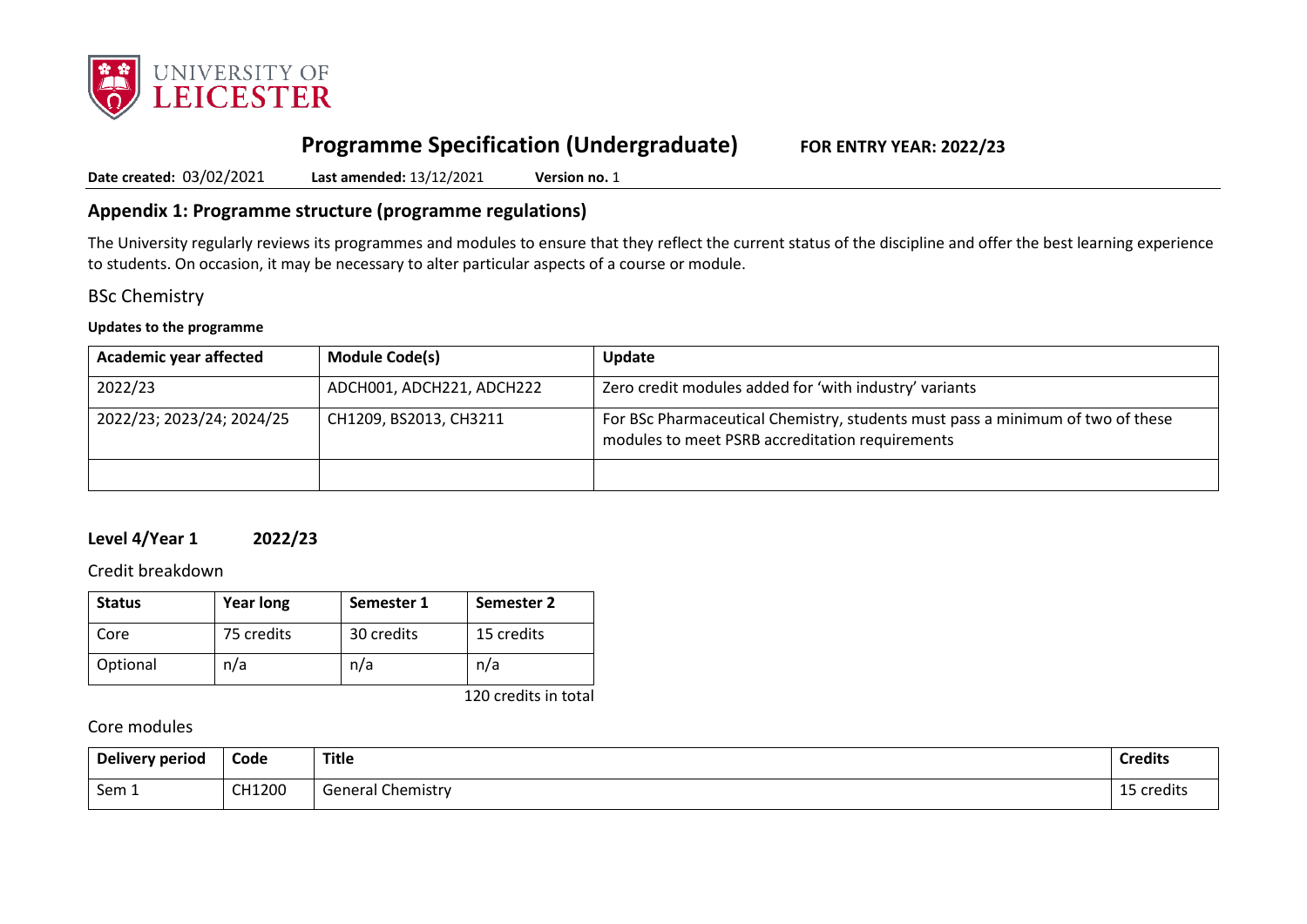# Programme Specification (Undergraduate) FOR ENTRY YEAR: 2022/23

**Date created:** 03/02/2021 **Last amended:** 13/12/2021 **Version no.** 1

## Appendix 1: Programme structure (programme regulations)

The University regularly reviews its programmes and modules to ensure that they reflect the current status of the discipline and offer the best learning experience to students. On occasion, it may be necessary to alter particular aspects of a course or module.

### BSc Chemistry

**Updates to the programme**

| Academic year affected | Module Code(s) | Update |
|---|---|---|
| 2022/23 | ADCH001, ADCH221, ADCH222 | Zero credit modules added for 'with industry' variants |
| 2022/23; 2023/24; 2024/25 | CH1209, BS2013, CH3211 | For BSc Pharmaceutical Chemistry, students must pass a minimum of two of these modules to meet PSRB accreditation requirements |
| | | |

**Level 4/Year 1 2022/23**

Credit breakdown

| Status | Year long | Semester 1 | Semester 2 |
|---|---|---|---|
| Core | 75 credits | 30 credits | 15 credits |
| Optional | n/a | n/a | n/a |

120 credits in total

Core modules

| Delivery period | Code | Title | Credits |
|---|---|---|---|
| Sem 1 | CH1200 | General Chemistry | 15 credits |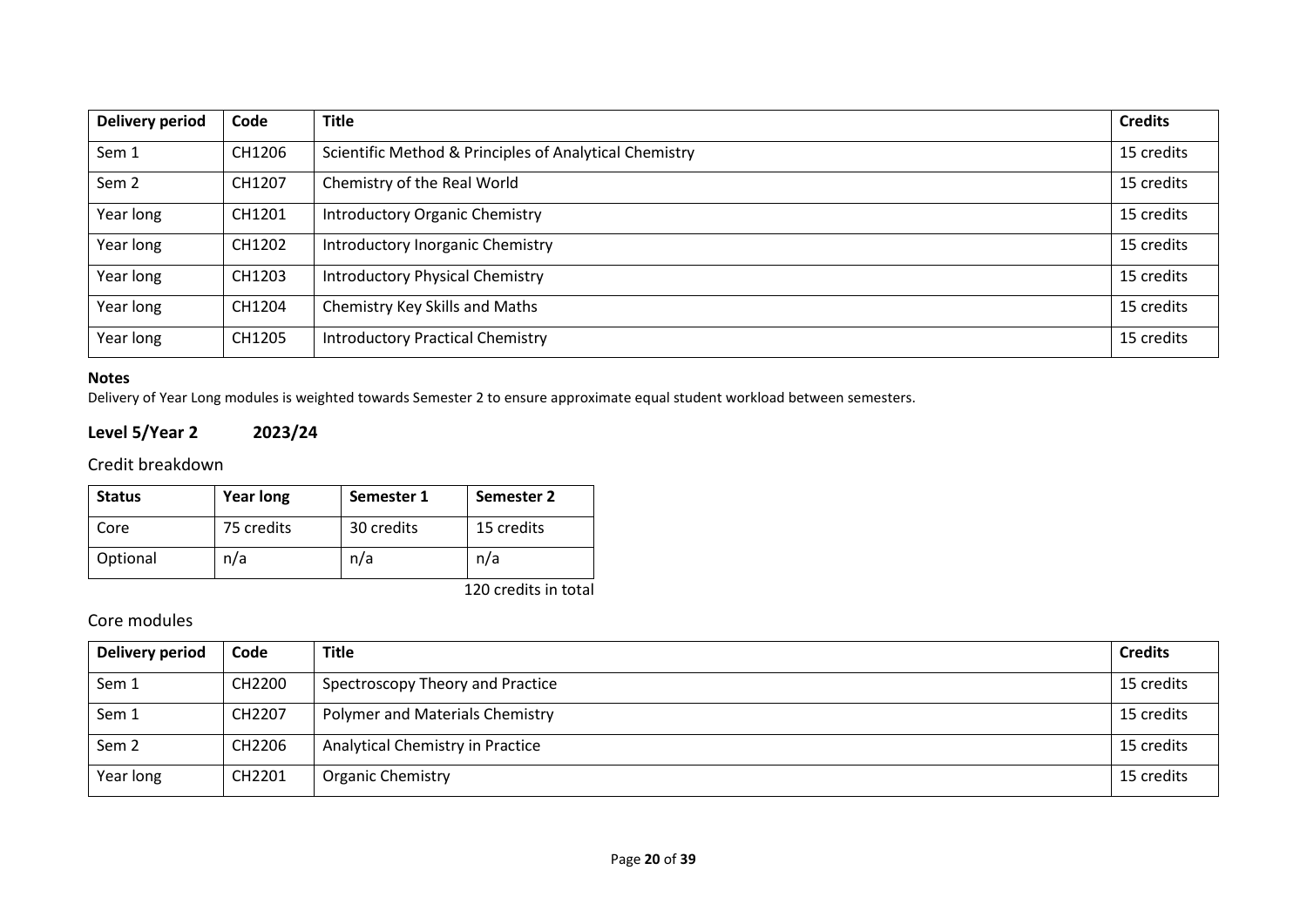| Delivery period | Code | Title | Credits |
|---|---|---|---|
| Sem 1 | CH1206 | Scientific Method & Principles of Analytical Chemistry | 15 credits |
| Sem 2 | CH1207 | Chemistry of the Real World | 15 credits |
| Year long | CH1201 | Introductory Organic Chemistry | 15 credits |
| Year long | CH1202 | Introductory Inorganic Chemistry | 15 credits |
| Year long | CH1203 | Introductory Physical Chemistry | 15 credits |
| Year long | CH1204 | Chemistry Key Skills and Maths | 15 credits |
| Year long | CH1205 | Introductory Practical Chemistry | 15 credits |

**Notes**

Delivery of Year Long modules is weighted towards Semester 2 to ensure approximate equal student workload between semesters.

### Level 5/Year 2 2023/24

#### Credit breakdown

| Status | Year long | Semester 1 | Semester 2 |
|---|---|---|---|
| Core | 75 credits | 30 credits | 15 credits |
| Optional | n/a | n/a | n/a |

120 credits in total

#### Core modules

| Delivery period | Code | Title | Credits |
|---|---|---|---|
| Sem 1 | CH2200 | Spectroscopy Theory and Practice | 15 credits |
| Sem 1 | CH2207 | Polymer and Materials Chemistry | 15 credits |
| Sem 2 | CH2206 | Analytical Chemistry in Practice | 15 credits |
| Year long | CH2201 | Organic Chemistry | 15 credits |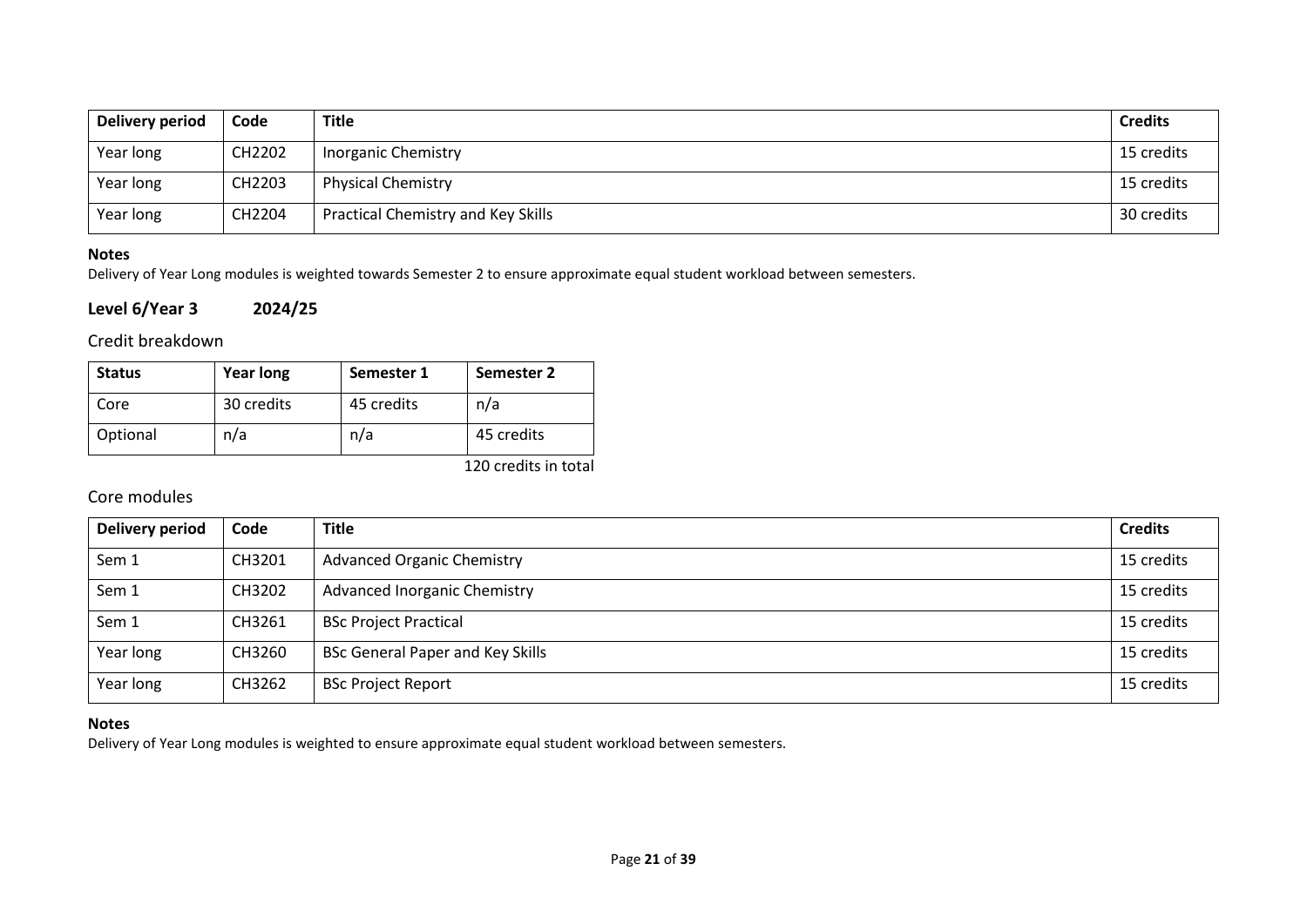| Delivery period | Code | Title | Credits |
| --- | --- | --- | --- |
| Year long | CH2202 | Inorganic Chemistry | 15 credits |
| Year long | CH2203 | Physical Chemistry | 15 credits |
| Year long | CH2204 | Practical Chemistry and Key Skills | 30 credits |

**Notes**

Delivery of Year Long modules is weighted towards Semester 2 to ensure approximate equal student workload between semesters.

## Level 6/Year 3 2024/25

### Credit breakdown

| Status | Year long | Semester 1 | Semester 2 |
| --- | --- | --- | --- |
| Core | 30 credits | 45 credits | n/a |
| Optional | n/a | n/a | 45 credits |

120 credits in total

### Core modules

| Delivery period | Code | Title | Credits |
| --- | --- | --- | --- |
| Sem 1 | CH3201 | Advanced Organic Chemistry | 15 credits |
| Sem 1 | CH3202 | Advanced Inorganic Chemistry | 15 credits |
| Sem 1 | CH3261 | BSc Project Practical | 15 credits |
| Year long | CH3260 | BSc General Paper and Key Skills | 15 credits |
| Year long | CH3262 | BSc Project Report | 15 credits |

**Notes**

Delivery of Year Long modules is weighted to ensure approximate equal student workload between semesters.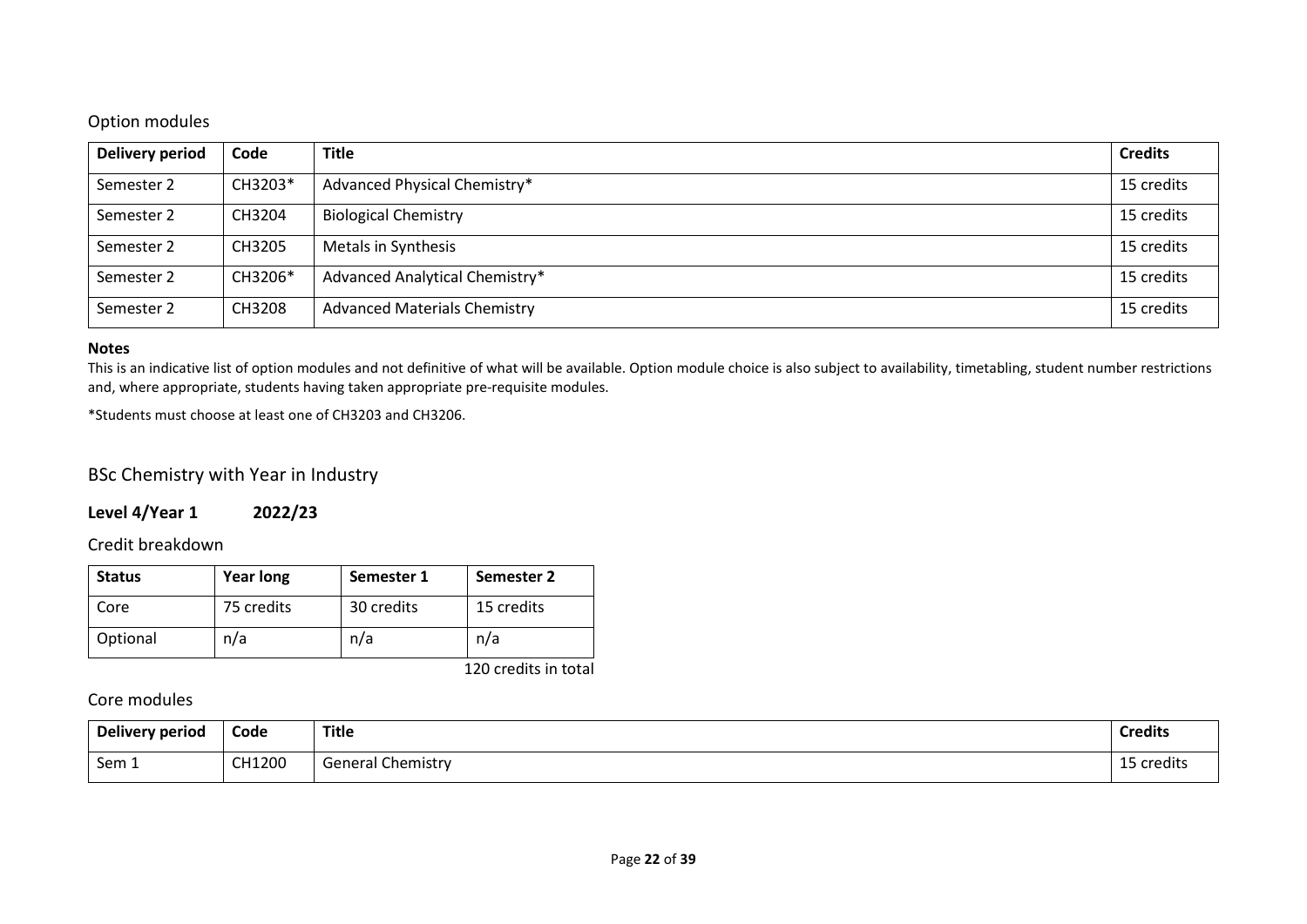### Option modules

| Delivery period | Code | Title | Credits |
|---|---|---|---|
| Semester 2 | CH3203* | Advanced Physical Chemistry* | 15 credits |
| Semester 2 | CH3204 | Biological Chemistry | 15 credits |
| Semester 2 | CH3205 | Metals in Synthesis | 15 credits |
| Semester 2 | CH3206* | Advanced Analytical Chemistry* | 15 credits |
| Semester 2 | CH3208 | Advanced Materials Chemistry | 15 credits |

**Notes**

This is an indicative list of option modules and not definitive of what will be available. Option module choice is also subject to availability, timetabling, student number restrictions and, where appropriate, students having taken appropriate pre-requisite modules.

*Students must choose at least one of CH3203 and CH3206.

## BSc Chemistry with Year in Industry

### Level 4/Year 1 2022/23

### Credit breakdown

| Status | Year long | Semester 1 | Semester 2 |
|---|---|---|---|
| Core | 75 credits | 30 credits | 15 credits |
| Optional | n/a | n/a | n/a |

120 credits in total

### Core modules

| Delivery period | Code | Title | Credits |
|---|---|---|---|
| Sem 1 | CH1200 | General Chemistry | 15 credits |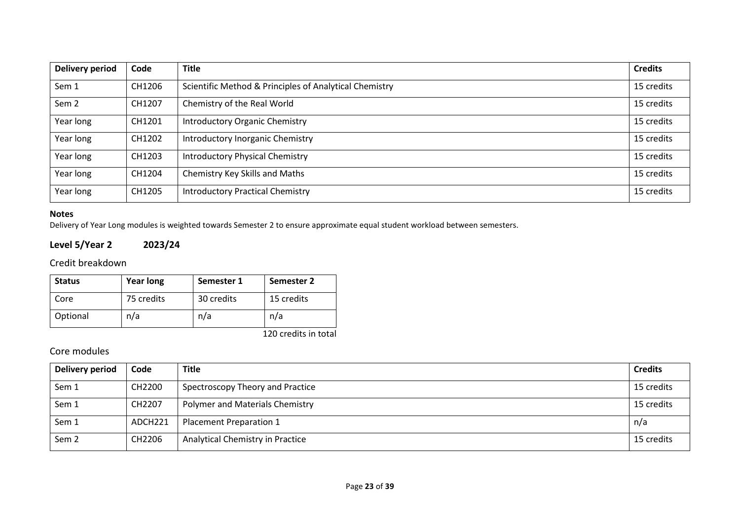| Delivery period | Code | Title | Credits |
| --- | --- | --- | --- |
| Sem 1 | CH1206 | Scientific Method & Principles of Analytical Chemistry | 15 credits |
| Sem 2 | CH1207 | Chemistry of the Real World | 15 credits |
| Year long | CH1201 | Introductory Organic Chemistry | 15 credits |
| Year long | CH1202 | Introductory Inorganic Chemistry | 15 credits |
| Year long | CH1203 | Introductory Physical Chemistry | 15 credits |
| Year long | CH1204 | Chemistry Key Skills and Maths | 15 credits |
| Year long | CH1205 | Introductory Practical Chemistry | 15 credits |

**Notes**

Delivery of Year Long modules is weighted towards Semester 2 to ensure approximate equal student workload between semesters.

## Level 5/Year 2 2023/24

### Credit breakdown

| Status | Year long | Semester 1 | Semester 2 |
| --- | --- | --- | --- |
| Core | 75 credits | 30 credits | 15 credits |
| Optional | n/a | n/a | n/a |

120 credits in total

### Core modules

| Delivery period | Code | Title | Credits |
| --- | --- | --- | --- |
| Sem 1 | CH2200 | Spectroscopy Theory and Practice | 15 credits |
| Sem 1 | CH2207 | Polymer and Materials Chemistry | 15 credits |
| Sem 1 | ADCH221 | Placement Preparation 1 | n/a |
| Sem 2 | CH2206 | Analytical Chemistry in Practice | 15 credits |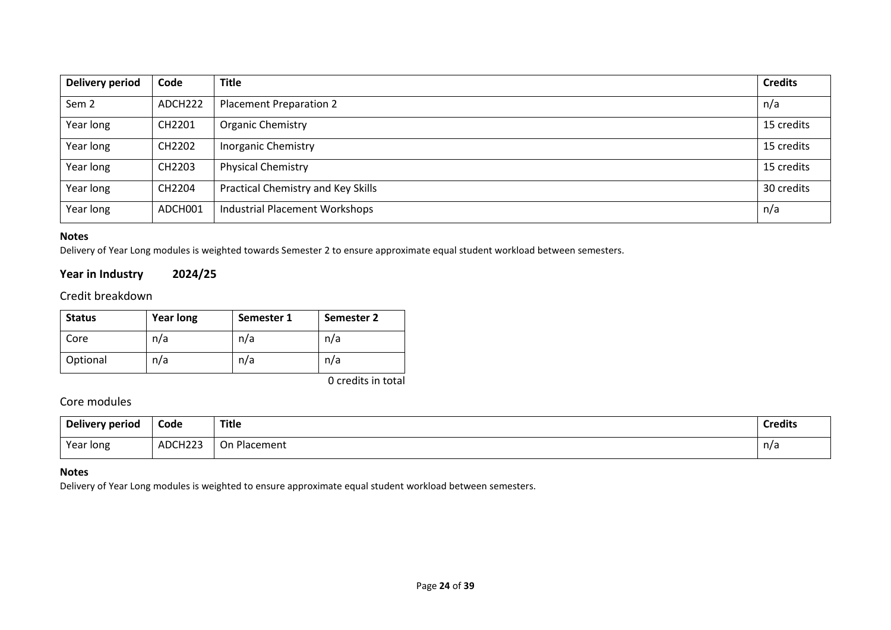| Delivery period | Code | Title | Credits |
|---|---|---|---|
| Sem 2 | ADCH222 | Placement Preparation 2 | n/a |
| Year long | CH2201 | Organic Chemistry | 15 credits |
| Year long | CH2202 | Inorganic Chemistry | 15 credits |
| Year long | CH2203 | Physical Chemistry | 15 credits |
| Year long | CH2204 | Practical Chemistry and Key Skills | 30 credits |
| Year long | ADCH001 | Industrial Placement Workshops | n/a |

**Notes**

Delivery of Year Long modules is weighted towards Semester 2 to ensure approximate equal student workload between semesters.

### Year in Industry 2024/25

#### Credit breakdown

| Status | Year long | Semester 1 | Semester 2 |
|---|---|---|---|
| Core | n/a | n/a | n/a |
| Optional | n/a | n/a | n/a |

0 credits in total

#### Core modules

| Delivery period | Code | Title | Credits |
|---|---|---|---|
| Year long | ADCH223 | On Placement | n/a |

**Notes**

Delivery of Year Long modules is weighted to ensure approximate equal student workload between semesters.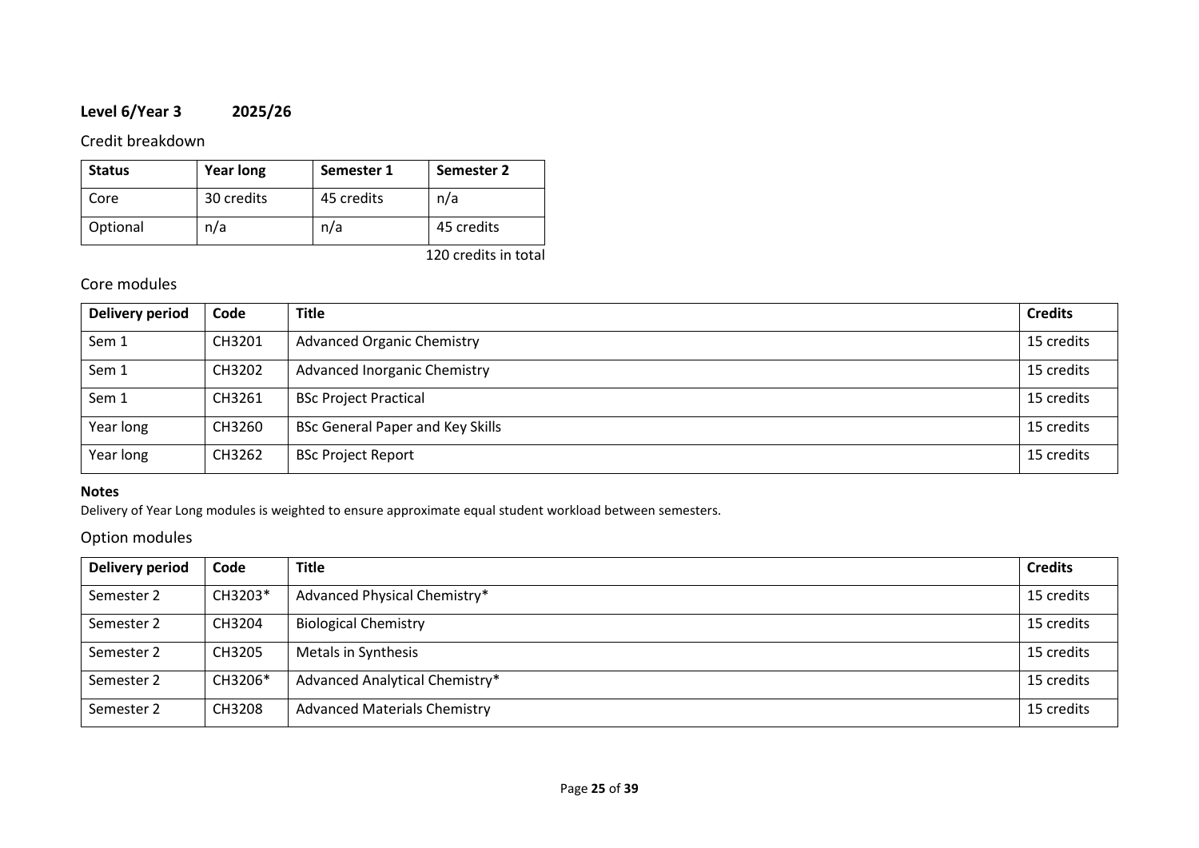**Level 6/Year 3 2025/26**

Credit breakdown

| Status | Year long | Semester 1 | Semester 2 |
|---|---|---|---|
| Core | 30 credits | 45 credits | n/a |
| Optional | n/a | n/a | 45 credits |

120 credits in total

Core modules

| Delivery period | Code | Title | Credits |
|---|---|---|---|
| Sem 1 | CH3201 | Advanced Organic Chemistry | 15 credits |
| Sem 1 | CH3202 | Advanced Inorganic Chemistry | 15 credits |
| Sem 1 | CH3261 | BSc Project Practical | 15 credits |
| Year long | CH3260 | BSc General Paper and Key Skills | 15 credits |
| Year long | CH3262 | BSc Project Report | 15 credits |

**Notes**

Delivery of Year Long modules is weighted to ensure approximate equal student workload between semesters.

Option modules

| Delivery period | Code | Title | Credits |
|---|---|---|---|
| Semester 2 | CH3203* | Advanced Physical Chemistry* | 15 credits |
| Semester 2 | CH3204 | Biological Chemistry | 15 credits |
| Semester 2 | CH3205 | Metals in Synthesis | 15 credits |
| Semester 2 | CH3206* | Advanced Analytical Chemistry* | 15 credits |
| Semester 2 | CH3208 | Advanced Materials Chemistry | 15 credits |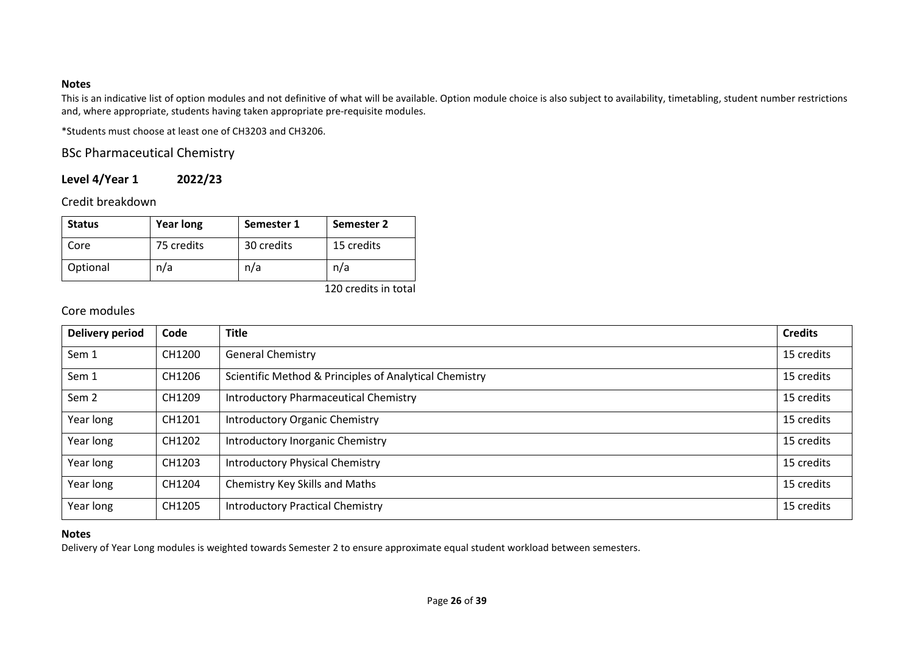**Notes**

This is an indicative list of option modules and not definitive of what will be available. Option module choice is also subject to availability, timetabling, student number restrictions and, where appropriate, students having taken appropriate pre-requisite modules.

*Students must choose at least one of CH3203 and CH3206.

## BSc Pharmaceutical Chemistry

### Level 4/Year 1 2022/23

#### Credit breakdown

| Status | Year long | Semester 1 | Semester 2 |
|---|---|---|---|
| Core | 75 credits | 30 credits | 15 credits |
| Optional | n/a | n/a | n/a |

120 credits in total

#### Core modules

| Delivery period | Code | Title | Credits |
|---|---|---|---|
| Sem 1 | CH1200 | General Chemistry | 15 credits |
| Sem 1 | CH1206 | Scientific Method & Principles of Analytical Chemistry | 15 credits |
| Sem 2 | CH1209 | Introductory Pharmaceutical Chemistry | 15 credits |
| Year long | CH1201 | Introductory Organic Chemistry | 15 credits |
| Year long | CH1202 | Introductory Inorganic Chemistry | 15 credits |
| Year long | CH1203 | Introductory Physical Chemistry | 15 credits |
| Year long | CH1204 | Chemistry Key Skills and Maths | 15 credits |
| Year long | CH1205 | Introductory Practical Chemistry | 15 credits |

**Notes**

Delivery of Year Long modules is weighted towards Semester 2 to ensure approximate equal student workload between semesters.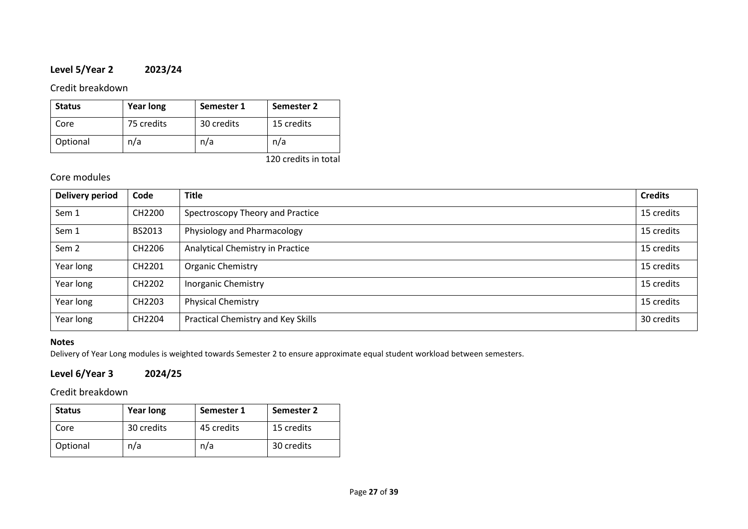## Level 5/Year 2 2023/24

### Credit breakdown

| Status | Year long | Semester 1 | Semester 2 |
|---|---|---|---|
| Core | 75 credits | 30 credits | 15 credits |
| Optional | n/a | n/a | n/a |

120 credits in total

### Core modules

| Delivery period | Code | Title | Credits |
|---|---|---|---|
| Sem 1 | CH2200 | Spectroscopy Theory and Practice | 15 credits |
| Sem 1 | BS2013 | Physiology and Pharmacology | 15 credits |
| Sem 2 | CH2206 | Analytical Chemistry in Practice | 15 credits |
| Year long | CH2201 | Organic Chemistry | 15 credits |
| Year long | CH2202 | Inorganic Chemistry | 15 credits |
| Year long | CH2203 | Physical Chemistry | 15 credits |
| Year long | CH2204 | Practical Chemistry and Key Skills | 30 credits |

**Notes**

Delivery of Year Long modules is weighted towards Semester 2 to ensure approximate equal student workload between semesters.

## Level 6/Year 3 2024/25

### Credit breakdown

| Status | Year long | Semester 1 | Semester 2 |
|---|---|---|---|
| Core | 30 credits | 45 credits | 15 credits |
| Optional | n/a | n/a | 30 credits |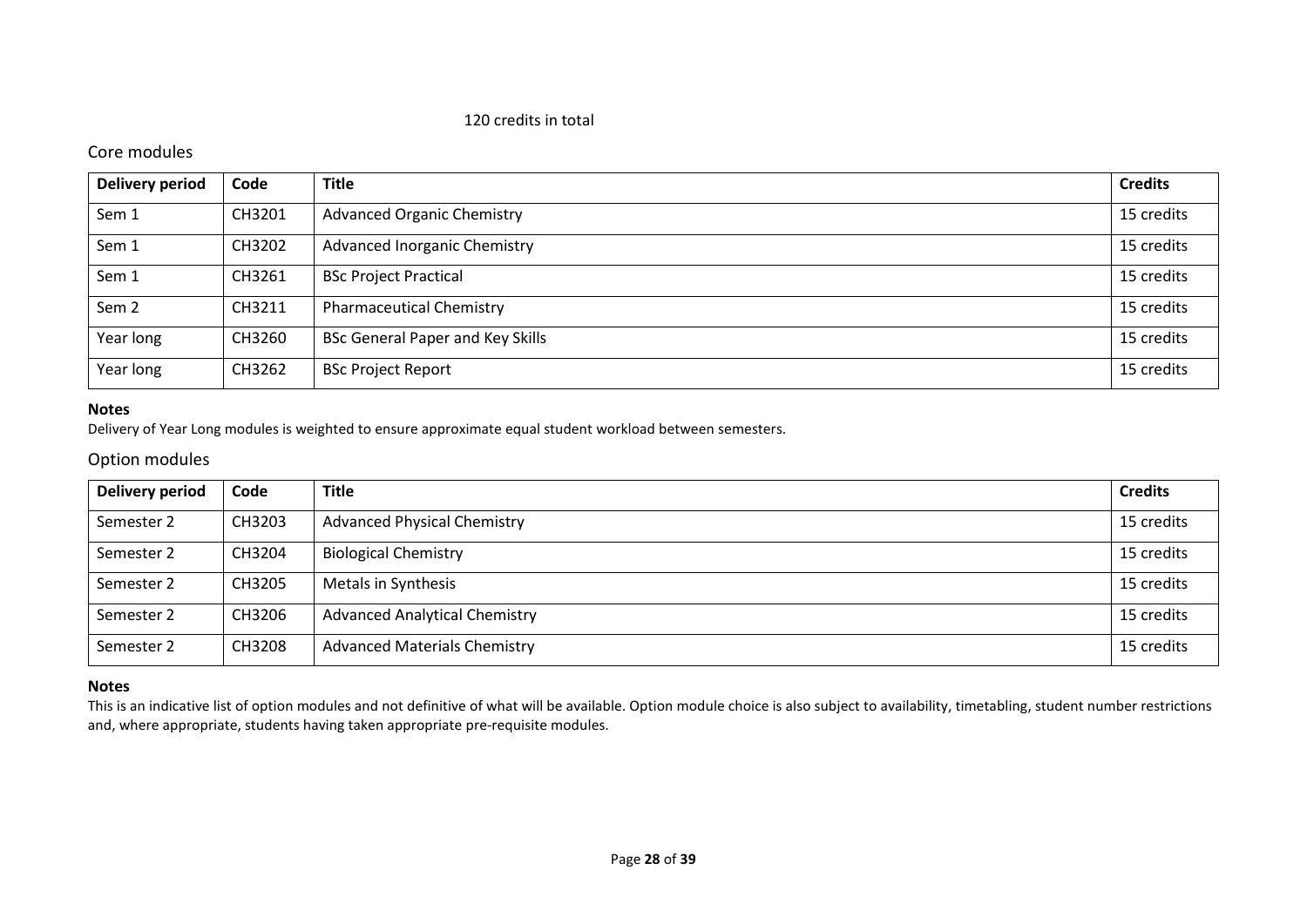120 credits in total

## Core modules

| Delivery period | Code | Title | Credits |
| --- | --- | --- | --- |
| Sem 1 | CH3201 | Advanced Organic Chemistry | 15 credits |
| Sem 1 | CH3202 | Advanced Inorganic Chemistry | 15 credits |
| Sem 1 | CH3261 | BSc Project Practical | 15 credits |
| Sem 2 | CH3211 | Pharmaceutical Chemistry | 15 credits |
| Year long | CH3260 | BSc General Paper and Key Skills | 15 credits |
| Year long | CH3262 | BSc Project Report | 15 credits |

**Notes**

Delivery of Year Long modules is weighted to ensure approximate equal student workload between semesters.

## Option modules

| Delivery period | Code | Title | Credits |
| --- | --- | --- | --- |
| Semester 2 | CH3203 | Advanced Physical Chemistry | 15 credits |
| Semester 2 | CH3204 | Biological Chemistry | 15 credits |
| Semester 2 | CH3205 | Metals in Synthesis | 15 credits |
| Semester 2 | CH3206 | Advanced Analytical Chemistry | 15 credits |
| Semester 2 | CH3208 | Advanced Materials Chemistry | 15 credits |

**Notes**

This is an indicative list of option modules and not definitive of what will be available. Option module choice is also subject to availability, timetabling, student number restrictions and, where appropriate, students having taken appropriate pre-requisite modules.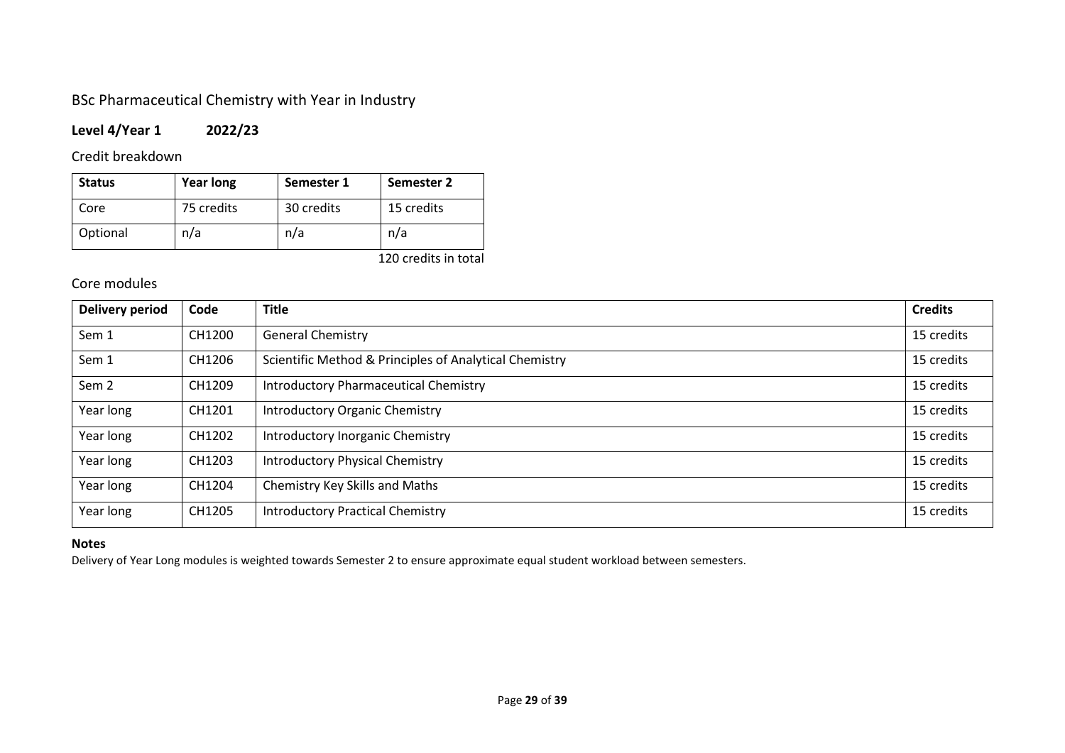## BSc Pharmaceutical Chemistry with Year in Industry

### Level 4/Year 1 2022/23

#### Credit breakdown

| Status | Year long | Semester 1 | Semester 2 |
|---|---|---|---|
| Core | 75 credits | 30 credits | 15 credits |
| Optional | n/a | n/a | n/a |

120 credits in total

#### Core modules

| Delivery period | Code | Title | Credits |
|---|---|---|---|
| Sem 1 | CH1200 | General Chemistry | 15 credits |
| Sem 1 | CH1206 | Scientific Method & Principles of Analytical Chemistry | 15 credits |
| Sem 2 | CH1209 | Introductory Pharmaceutical Chemistry | 15 credits |
| Year long | CH1201 | Introductory Organic Chemistry | 15 credits |
| Year long | CH1202 | Introductory Inorganic Chemistry | 15 credits |
| Year long | CH1203 | Introductory Physical Chemistry | 15 credits |
| Year long | CH1204 | Chemistry Key Skills and Maths | 15 credits |
| Year long | CH1205 | Introductory Practical Chemistry | 15 credits |

**Notes**

Delivery of Year Long modules is weighted towards Semester 2 to ensure approximate equal student workload between semesters.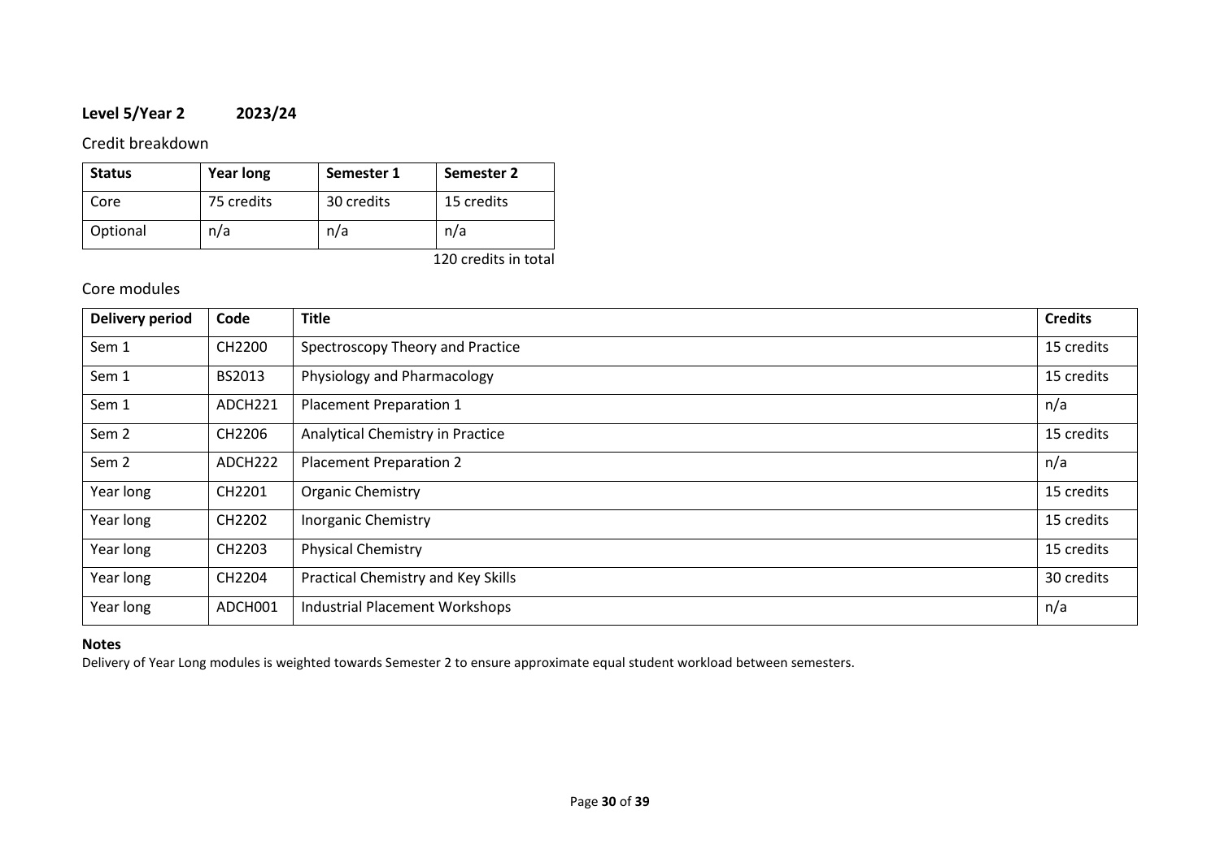## Level 5/Year 2 2023/24

Credit breakdown

| Status | Year long | Semester 1 | Semester 2 |
|---|---|---|---|
| Core | 75 credits | 30 credits | 15 credits |
| Optional | n/a | n/a | n/a |

120 credits in total

Core modules

| Delivery period | Code | Title | Credits |
|---|---|---|---|
| Sem 1 | CH2200 | Spectroscopy Theory and Practice | 15 credits |
| Sem 1 | BS2013 | Physiology and Pharmacology | 15 credits |
| Sem 1 | ADCH221 | Placement Preparation 1 | n/a |
| Sem 2 | CH2206 | Analytical Chemistry in Practice | 15 credits |
| Sem 2 | ADCH222 | Placement Preparation 2 | n/a |
| Year long | CH2201 | Organic Chemistry | 15 credits |
| Year long | CH2202 | Inorganic Chemistry | 15 credits |
| Year long | CH2203 | Physical Chemistry | 15 credits |
| Year long | CH2204 | Practical Chemistry and Key Skills | 30 credits |
| Year long | ADCH001 | Industrial Placement Workshops | n/a |

**Notes**

Delivery of Year Long modules is weighted towards Semester 2 to ensure approximate equal student workload between semesters.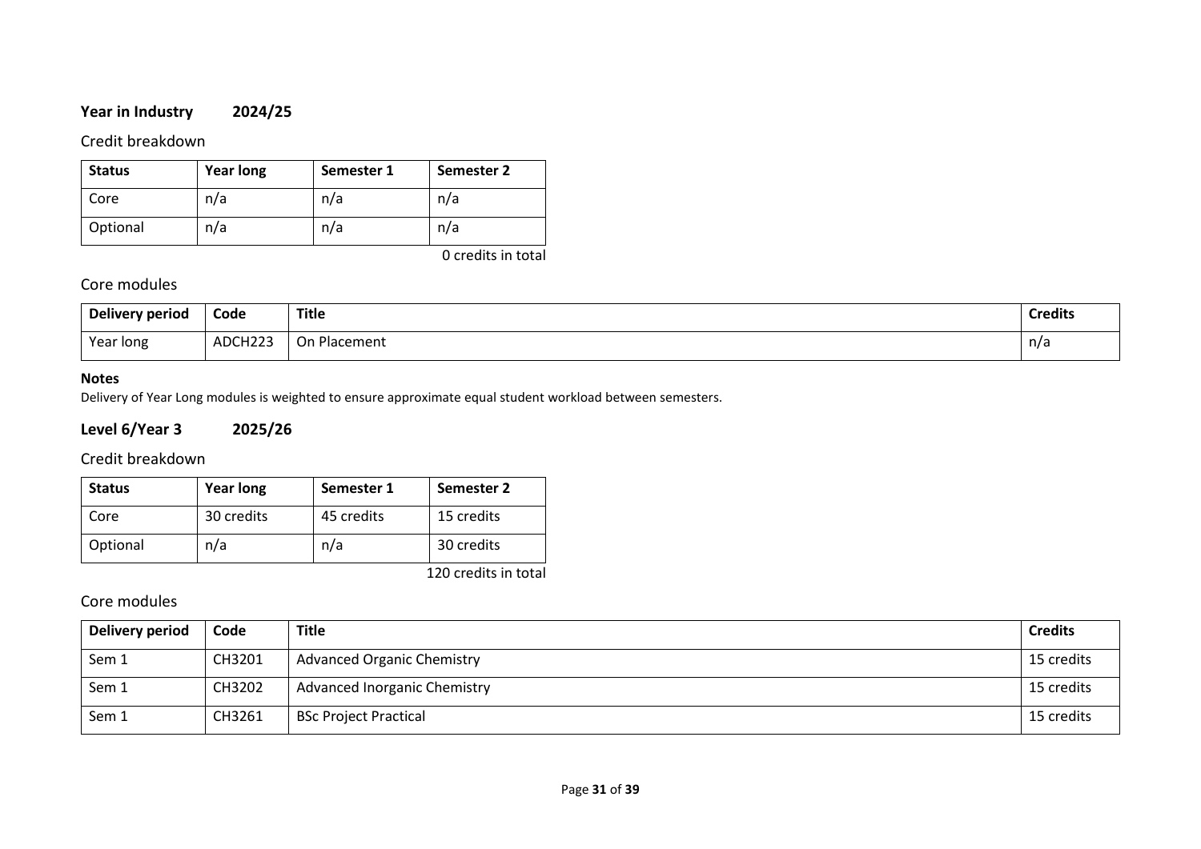### Year in Industry 2024/25

Credit breakdown

| Status | Year long | Semester 1 | Semester 2 |
|---|---|---|---|
| Core | n/a | n/a | n/a |
| Optional | n/a | n/a | n/a |

0 credits in total

Core modules

| Delivery period | Code | Title | Credits |
|---|---|---|---|
| Year long | ADCH223 | On Placement | n/a |

**Notes**

Delivery of Year Long modules is weighted to ensure approximate equal student workload between semesters.

### Level 6/Year 3 2025/26

Credit breakdown

| Status | Year long | Semester 1 | Semester 2 |
|---|---|---|---|
| Core | 30 credits | 45 credits | 15 credits |
| Optional | n/a | n/a | 30 credits |

120 credits in total

Core modules

| Delivery period | Code | Title | Credits |
|---|---|---|---|
| Sem 1 | CH3201 | Advanced Organic Chemistry | 15 credits |
| Sem 1 | CH3202 | Advanced Inorganic Chemistry | 15 credits |
| Sem 1 | CH3261 | BSc Project Practical | 15 credits |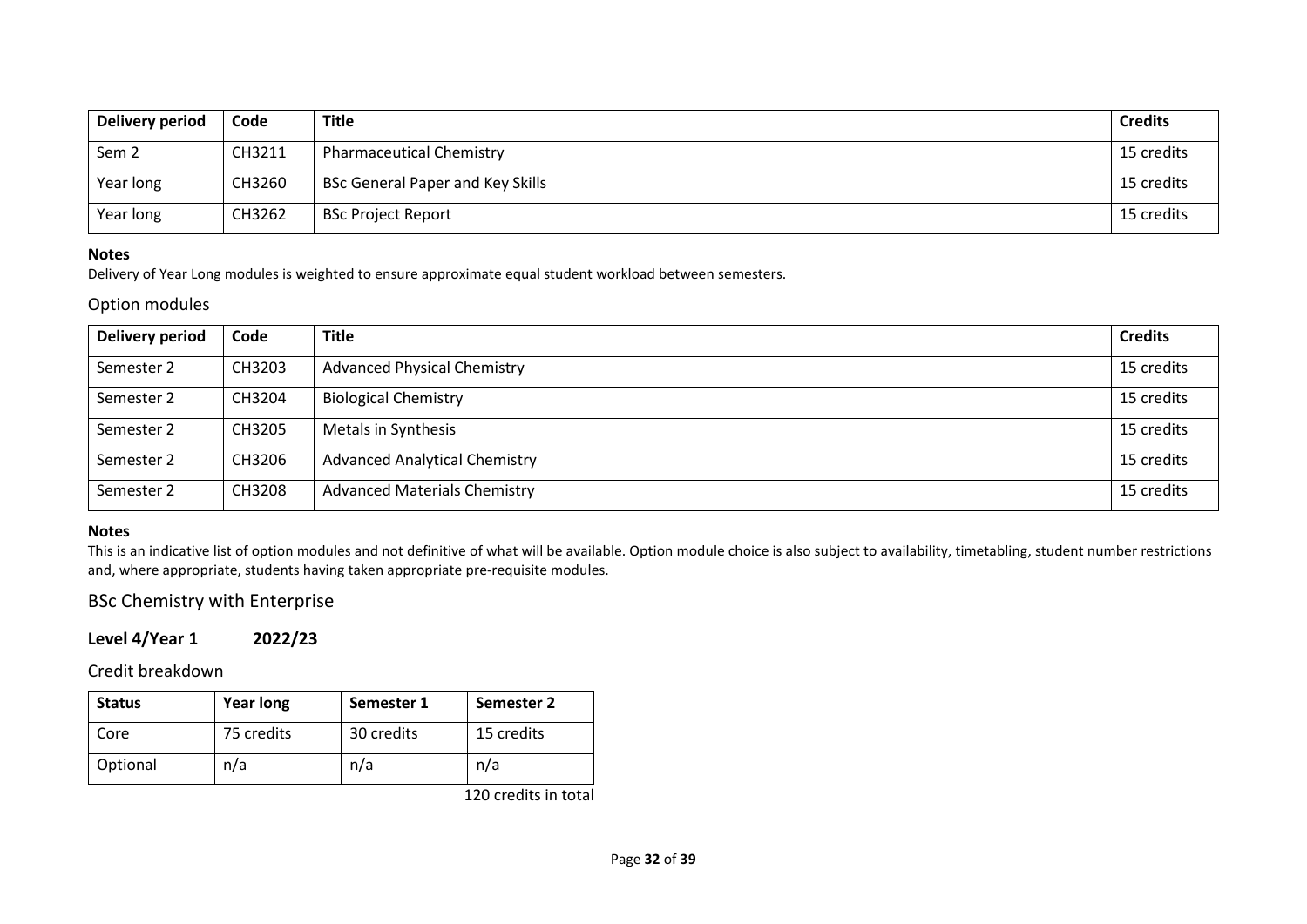| Delivery period | Code | Title | Credits |
|---|---|---|---|
| Sem 2 | CH3211 | Pharmaceutical Chemistry | 15 credits |
| Year long | CH3260 | BSc General Paper and Key Skills | 15 credits |
| Year long | CH3262 | BSc Project Report | 15 credits |

**Notes**

Delivery of Year Long modules is weighted to ensure approximate equal student workload between semesters.

### Option modules

| Delivery period | Code | Title | Credits |
|---|---|---|---|
| Semester 2 | CH3203 | Advanced Physical Chemistry | 15 credits |
| Semester 2 | CH3204 | Biological Chemistry | 15 credits |
| Semester 2 | CH3205 | Metals in Synthesis | 15 credits |
| Semester 2 | CH3206 | Advanced Analytical Chemistry | 15 credits |
| Semester 2 | CH3208 | Advanced Materials Chemistry | 15 credits |

**Notes**

This is an indicative list of option modules and not definitive of what will be available. Option module choice is also subject to availability, timetabling, student number restrictions and, where appropriate, students having taken appropriate pre-requisite modules.

## BSc Chemistry with Enterprise

### Level 4/Year 1 2022/23

### Credit breakdown

| Status | Year long | Semester 1 | Semester 2 |
|---|---|---|---|
| Core | 75 credits | 30 credits | 15 credits |
| Optional | n/a | n/a | n/a |

120 credits in total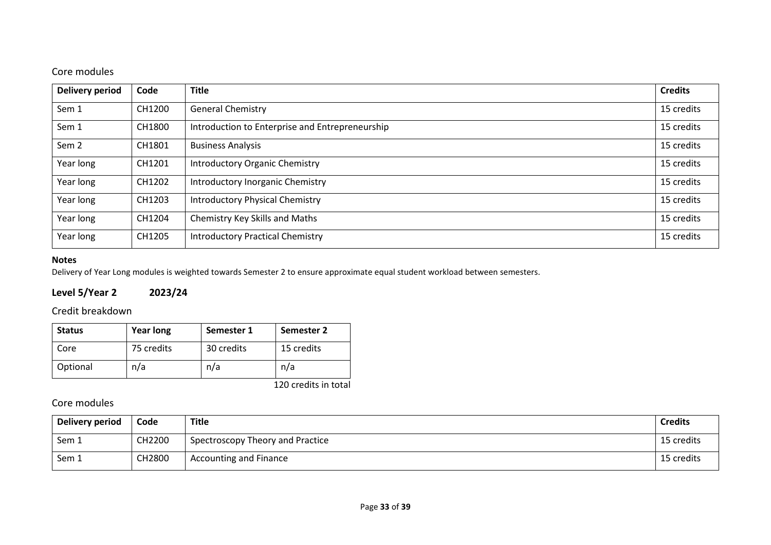## Core modules

| Delivery period | Code | Title | Credits |
|---|---|---|---|
| Sem 1 | CH1200 | General Chemistry | 15 credits |
| Sem 1 | CH1800 | Introduction to Enterprise and Entrepreneurship | 15 credits |
| Sem 2 | CH1801 | Business Analysis | 15 credits |
| Year long | CH1201 | Introductory Organic Chemistry | 15 credits |
| Year long | CH1202 | Introductory Inorganic Chemistry | 15 credits |
| Year long | CH1203 | Introductory Physical Chemistry | 15 credits |
| Year long | CH1204 | Chemistry Key Skills and Maths | 15 credits |
| Year long | CH1205 | Introductory Practical Chemistry | 15 credits |

**Notes**

Delivery of Year Long modules is weighted towards Semester 2 to ensure approximate equal student workload between semesters.

### Level 5/Year 2 2023/24

## Credit breakdown

| Status | Year long | Semester 1 | Semester 2 |
|---|---|---|---|
| Core | 75 credits | 30 credits | 15 credits |
| Optional | n/a | n/a | n/a |

120 credits in total

## Core modules

| Delivery period | Code | Title | Credits |
|---|---|---|---|
| Sem 1 | CH2200 | Spectroscopy Theory and Practice | 15 credits |
| Sem 1 | CH2800 | Accounting and Finance | 15 credits |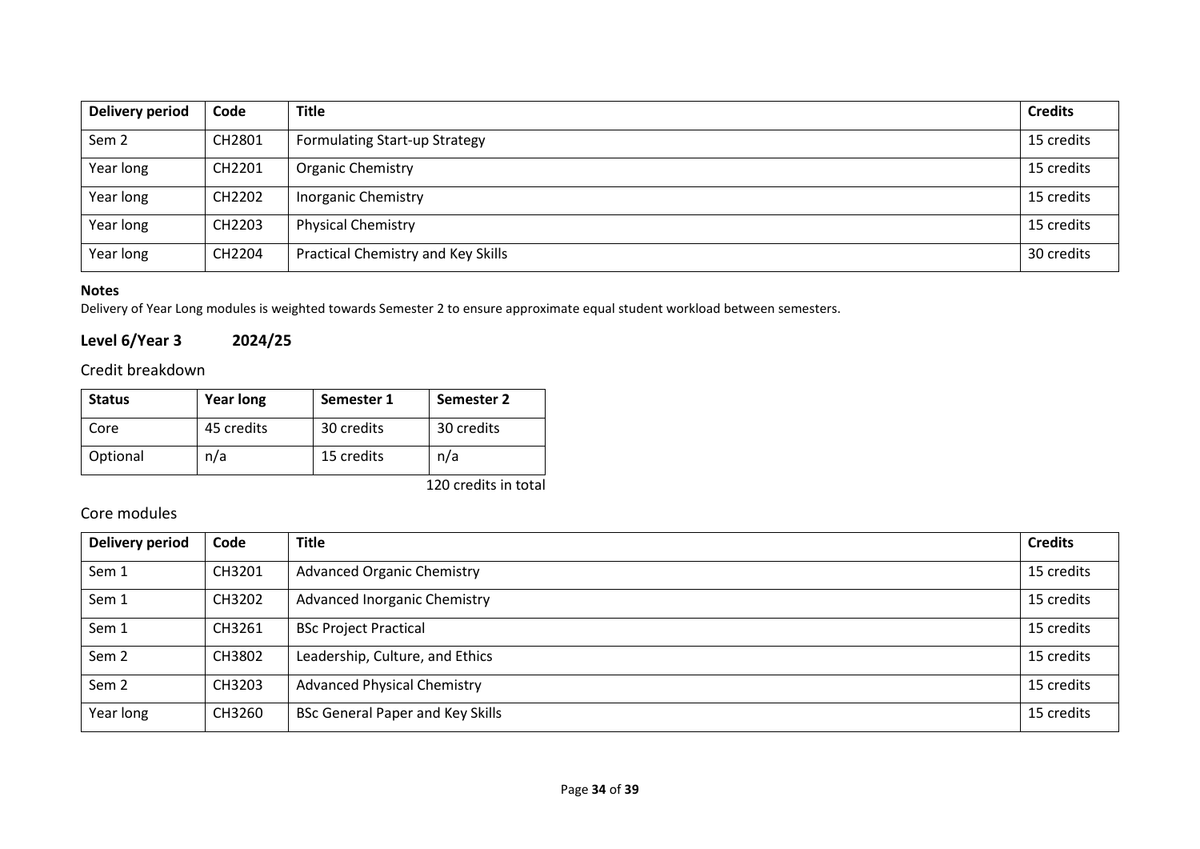| Delivery period | Code | Title | Credits |
|---|---|---|---|
| Sem 2 | CH2801 | Formulating Start-up Strategy | 15 credits |
| Year long | CH2201 | Organic Chemistry | 15 credits |
| Year long | CH2202 | Inorganic Chemistry | 15 credits |
| Year long | CH2203 | Physical Chemistry | 15 credits |
| Year long | CH2204 | Practical Chemistry and Key Skills | 30 credits |

**Notes**

Delivery of Year Long modules is weighted towards Semester 2 to ensure approximate equal student workload between semesters.

## Level 6/Year 3 2024/25

### Credit breakdown

| Status | Year long | Semester 1 | Semester 2 |
|---|---|---|---|
| Core | 45 credits | 30 credits | 30 credits |
| Optional | n/a | 15 credits | n/a |

120 credits in total

### Core modules

| Delivery period | Code | Title | Credits |
|---|---|---|---|
| Sem 1 | CH3201 | Advanced Organic Chemistry | 15 credits |
| Sem 1 | CH3202 | Advanced Inorganic Chemistry | 15 credits |
| Sem 1 | CH3261 | BSc Project Practical | 15 credits |
| Sem 2 | CH3802 | Leadership, Culture, and Ethics | 15 credits |
| Sem 2 | CH3203 | Advanced Physical Chemistry | 15 credits |
| Year long | CH3260 | BSc General Paper and Key Skills | 15 credits |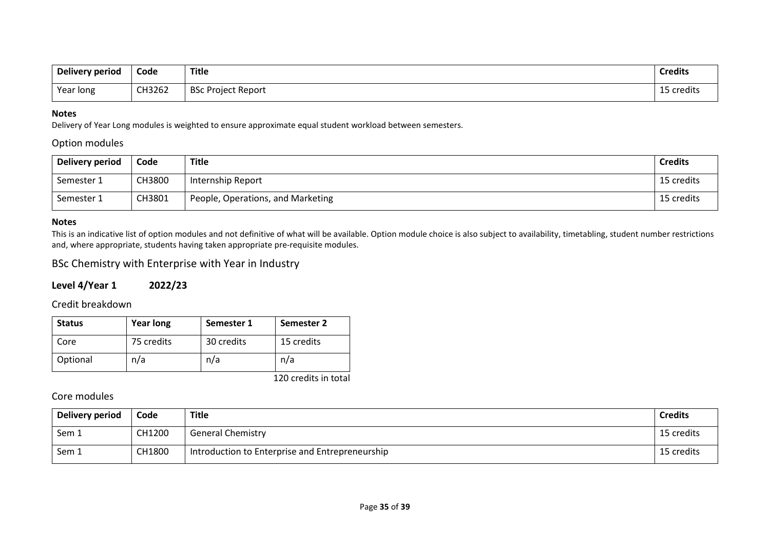| Delivery period | Code | Title | Credits |
| --- | --- | --- | --- |
| Year long | CH3262 | BSc Project Report | 15 credits |

**Notes**

Delivery of Year Long modules is weighted to ensure approximate equal student workload between semesters.

### Option modules

| Delivery period | Code | Title | Credits |
| --- | --- | --- | --- |
| Semester 1 | CH3800 | Internship Report | 15 credits |
| Semester 1 | CH3801 | People, Operations, and Marketing | 15 credits |

**Notes**

This is an indicative list of option modules and not definitive of what will be available. Option module choice is also subject to availability, timetabling, student number restrictions and, where appropriate, students having taken appropriate pre-requisite modules.

## BSc Chemistry with Enterprise with Year in Industry

### Level 4/Year 1 2022/23

### Credit breakdown

| Status | Year long | Semester 1 | Semester 2 |
| --- | --- | --- | --- |
| Core | 75 credits | 30 credits | 15 credits |
| Optional | n/a | n/a | n/a |

120 credits in total

### Core modules

| Delivery period | Code | Title | Credits |
| --- | --- | --- | --- |
| Sem 1 | CH1200 | General Chemistry | 15 credits |
| Sem 1 | CH1800 | Introduction to Enterprise and Entrepreneurship | 15 credits |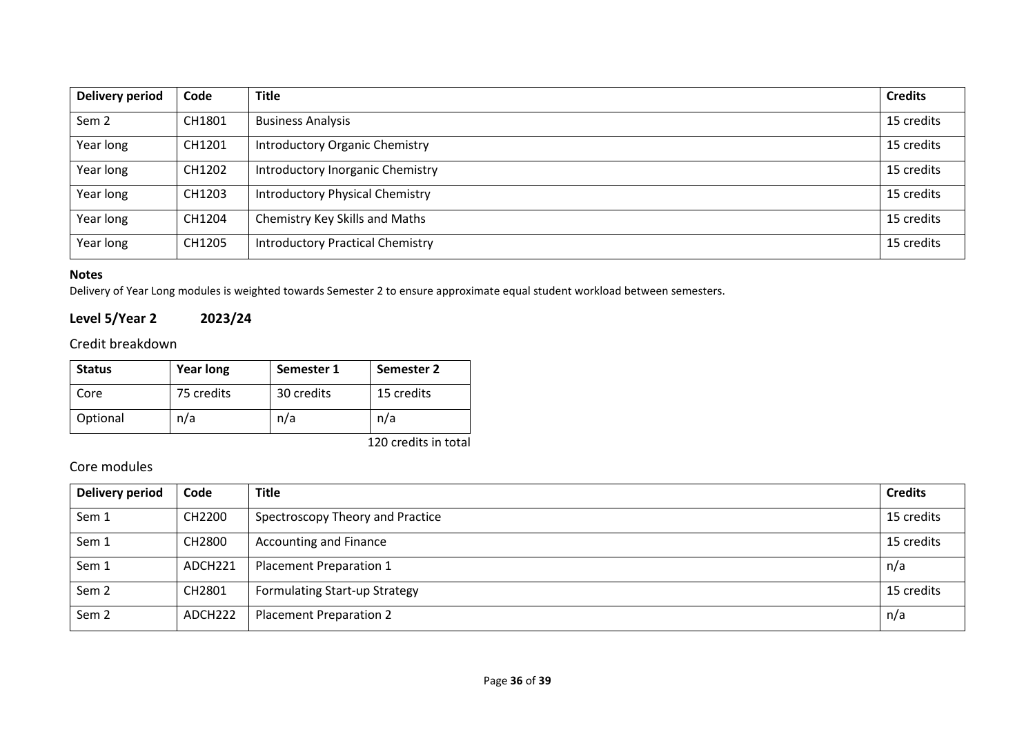| Delivery period | Code | Title | Credits |
|---|---|---|---|
| Sem 2 | CH1801 | Business Analysis | 15 credits |
| Year long | CH1201 | Introductory Organic Chemistry | 15 credits |
| Year long | CH1202 | Introductory Inorganic Chemistry | 15 credits |
| Year long | CH1203 | Introductory Physical Chemistry | 15 credits |
| Year long | CH1204 | Chemistry Key Skills and Maths | 15 credits |
| Year long | CH1205 | Introductory Practical Chemistry | 15 credits |

**Notes**

Delivery of Year Long modules is weighted towards Semester 2 to ensure approximate equal student workload between semesters.

## Level 5/Year 2 2023/24

### Credit breakdown

| Status | Year long | Semester 1 | Semester 2 |
|---|---|---|---|
| Core | 75 credits | 30 credits | 15 credits |
| Optional | n/a | n/a | n/a |

120 credits in total

### Core modules

| Delivery period | Code | Title | Credits |
|---|---|---|---|
| Sem 1 | CH2200 | Spectroscopy Theory and Practice | 15 credits |
| Sem 1 | CH2800 | Accounting and Finance | 15 credits |
| Sem 1 | ADCH221 | Placement Preparation 1 | n/a |
| Sem 2 | CH2801 | Formulating Start-up Strategy | 15 credits |
| Sem 2 | ADCH222 | Placement Preparation 2 | n/a |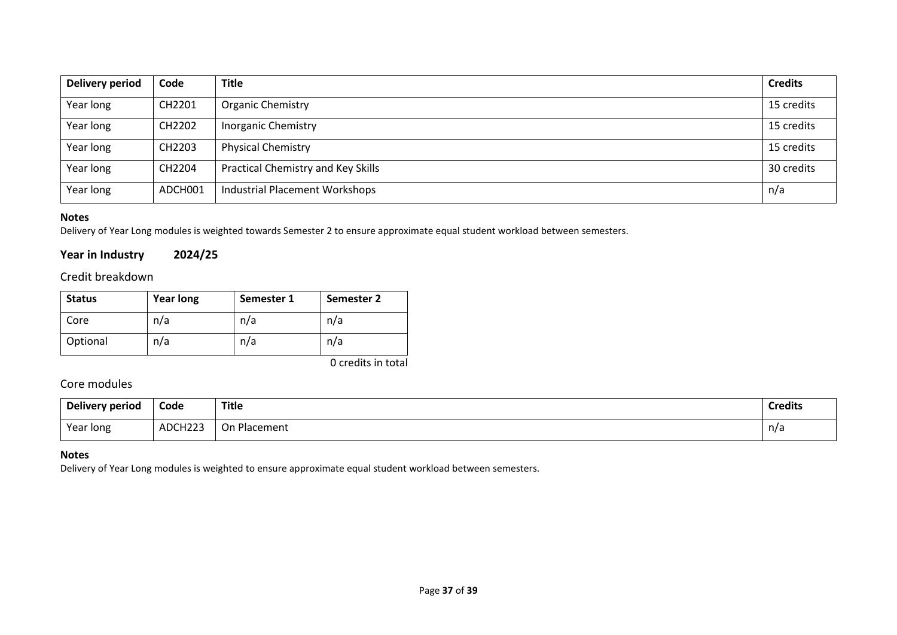| Delivery period | Code | Title | Credits |
|---|---|---|---|
| Year long | CH2201 | Organic Chemistry | 15 credits |
| Year long | CH2202 | Inorganic Chemistry | 15 credits |
| Year long | CH2203 | Physical Chemistry | 15 credits |
| Year long | CH2204 | Practical Chemistry and Key Skills | 30 credits |
| Year long | ADCH001 | Industrial Placement Workshops | n/a |

**Notes**

Delivery of Year Long modules is weighted towards Semester 2 to ensure approximate equal student workload between semesters.

## Year in Industry 2024/25

### Credit breakdown

| Status | Year long | Semester 1 | Semester 2 |
|---|---|---|---|
| Core | n/a | n/a | n/a |
| Optional | n/a | n/a | n/a |

0 credits in total

### Core modules

| Delivery period | Code | Title | Credits |
|---|---|---|---|
| Year long | ADCH223 | On Placement | n/a |

**Notes**

Delivery of Year Long modules is weighted to ensure approximate equal student workload between semesters.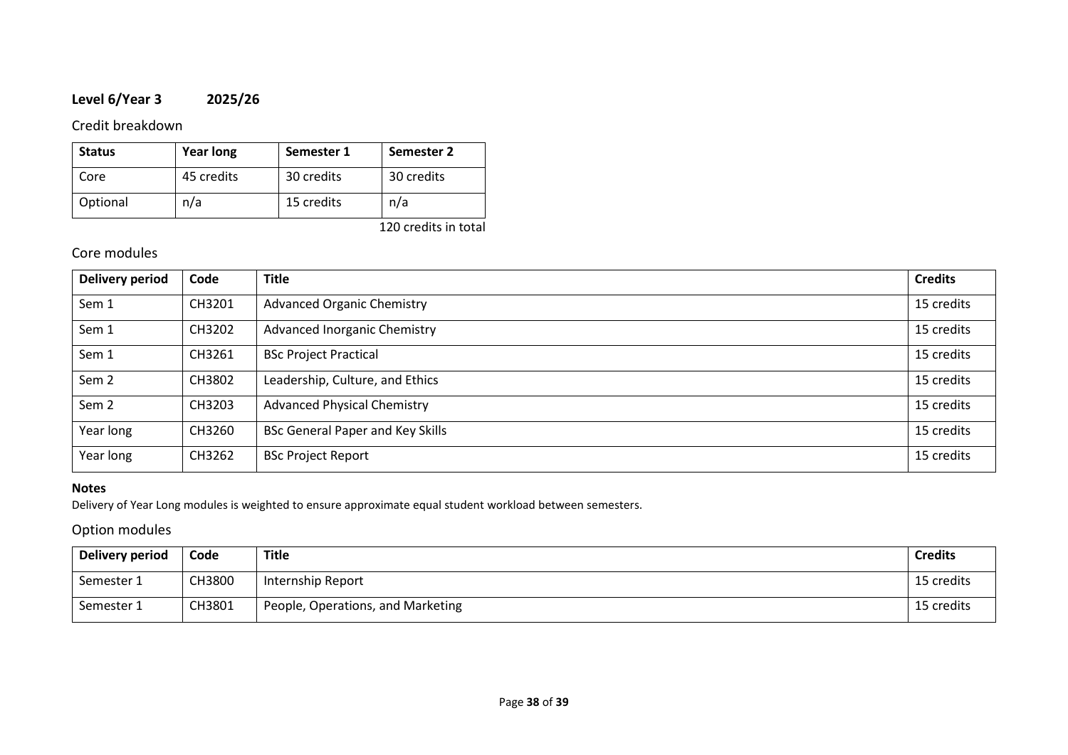**Level 6/Year 3 2025/26**

## Credit breakdown

| Status | Year long | Semester 1 | Semester 2 |
|---|---|---|---|
| Core | 45 credits | 30 credits | 30 credits |
| Optional | n/a | 15 credits | n/a |

120 credits in total

## Core modules

| Delivery period | Code | Title | Credits |
|---|---|---|---|
| Sem 1 | CH3201 | Advanced Organic Chemistry | 15 credits |
| Sem 1 | CH3202 | Advanced Inorganic Chemistry | 15 credits |
| Sem 1 | CH3261 | BSc Project Practical | 15 credits |
| Sem 2 | CH3802 | Leadership, Culture, and Ethics | 15 credits |
| Sem 2 | CH3203 | Advanced Physical Chemistry | 15 credits |
| Year long | CH3260 | BSc General Paper and Key Skills | 15 credits |
| Year long | CH3262 | BSc Project Report | 15 credits |

**Notes**

Delivery of Year Long modules is weighted to ensure approximate equal student workload between semesters.

## Option modules

| Delivery period | Code | Title | Credits |
|---|---|---|---|
| Semester 1 | CH3800 | Internship Report | 15 credits |
| Semester 1 | CH3801 | People, Operations, and Marketing | 15 credits |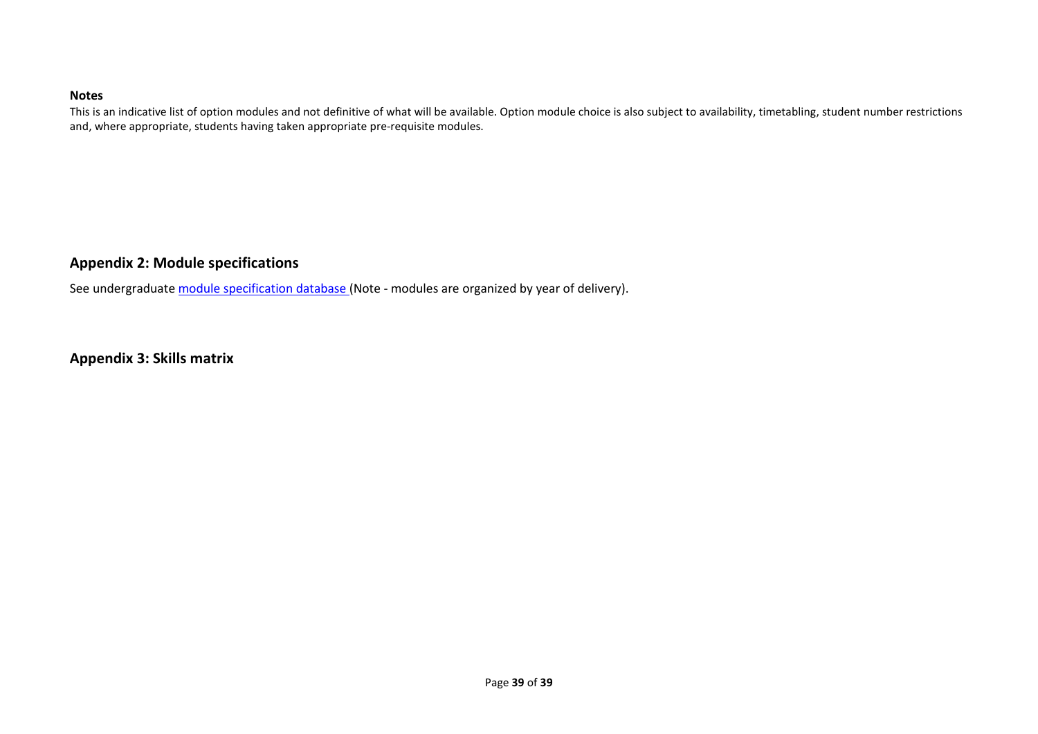**Notes**

This is an indicative list of option modules and not definitive of what will be available. Option module choice is also subject to availability, timetabling, student number restrictions and, where appropriate, students having taken appropriate pre-requisite modules.

## Appendix 2: Module specifications

See undergraduate module specification database (Note - modules are organized by year of delivery).

## Appendix 3: Skills matrix